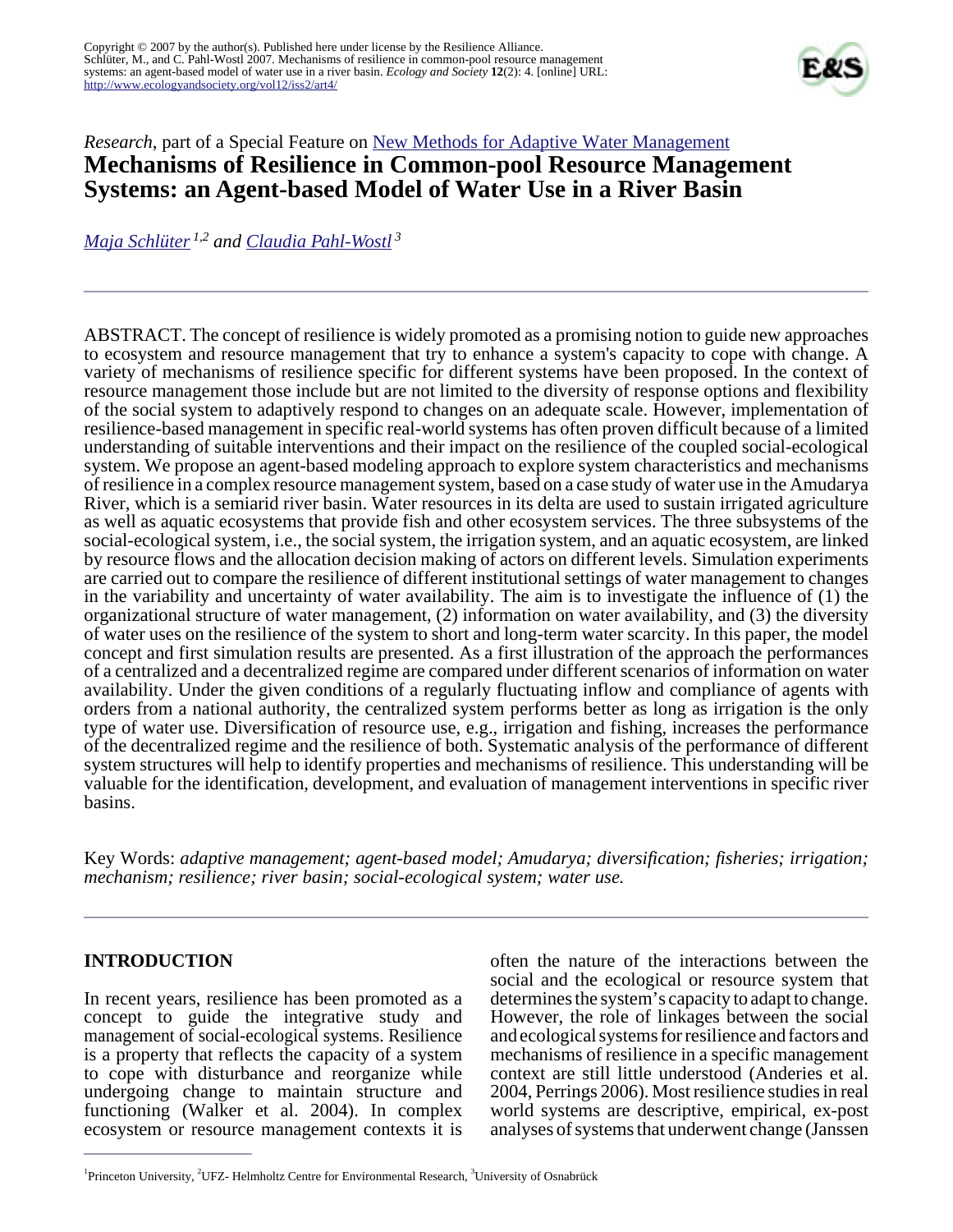Copyright © 2007 by the author(s). Published here under license by the Resilience Alliance.
Schlüter, M., and C. Pahl-Wostl 2007. Mechanisms of resilience in common-pool resource management systems: an agent-based model of water use in a river basin. *Ecology and Society* **12**(2): 4. [online] URL: http://www.ecologyandsociety.org/vol12/iss2/art4/

*Research*, part of a Special Feature on New Methods for Adaptive Water Management

# Mechanisms of Resilience in Common-pool Resource Management Systems: an Agent-based Model of Water Use in a River Basin

*Maja Schlüter [1,2] and Claudia Pahl-Wostl [3]*

---

ABSTRACT. The concept of resilience is widely promoted as a promising notion to guide new approaches to ecosystem and resource management that try to enhance a system's capacity to cope with change. A variety of mechanisms of resilience specific for different systems have been proposed. In the context of resource management those include but are not limited to the diversity of response options and flexibility of the social system to adaptively respond to changes on an adequate scale. However, implementation of resilience-based management in specific real-world systems has often proven difficult because of a limited understanding of suitable interventions and their impact on the resilience of the coupled social-ecological system. We propose an agent-based modeling approach to explore system characteristics and mechanisms of resilience in a complex resource management system, based on a case study of water use in the Amudarya River, which is a semiarid river basin. Water resources in its delta are used to sustain irrigated agriculture as well as aquatic ecosystems that provide fish and other ecosystem services. The three subsystems of the social-ecological system, i.e., the social system, the irrigation system, and an aquatic ecosystem, are linked by resource flows and the allocation decision making of actors on different levels. Simulation experiments are carried out to compare the resilience of different institutional settings of water management to changes in the variability and uncertainty of water availability. The aim is to investigate the influence of (1) the organizational structure of water management, (2) information on water availability, and (3) the diversity of water uses on the resilience of the system to short and long-term water scarcity. In this paper, the model concept and first simulation results are presented. As a first illustration of the approach the performances of a centralized and a decentralized regime are compared under different scenarios of information on water availability. Under the given conditions of a regularly fluctuating inflow and compliance of agents with orders from a national authority, the centralized system performs better as long as irrigation is the only type of water use. Diversification of resource use, e.g., irrigation and fishing, increases the performance of the decentralized regime and the resilience of both. Systematic analysis of the performance of different system structures will help to identify properties and mechanisms of resilience. This understanding will be valuable for the identification, development, and evaluation of management interventions in specific river basins.

Key Words: *adaptive management; agent-based model; Amudarya; diversification; fisheries; irrigation; mechanism; resilience; river basin; social-ecological system; water use.*

---

## INTRODUCTION

In recent years, resilience has been promoted as a concept to guide the integrative study and management of social-ecological systems. Resilience is a property that reflects the capacity of a system to cope with disturbance and reorganize while undergoing change to maintain structure and functioning (Walker et al. 2004). In complex ecosystem or resource management contexts it is often the nature of the interactions between the social and the ecological or resource system that determines the system's capacity to adapt to change. However, the role of linkages between the social and ecological systems for resilience and factors and mechanisms of resilience in a specific management context are still little understood (Anderies et al. 2004, Perrings 2006). Most resilience studies in real world systems are descriptive, empirical, ex-post analyses of systems that underwent change (Janssen

[1]Princeton University, [2]UFZ- Helmholtz Centre for Environmental Research, [3]University of Osnabrück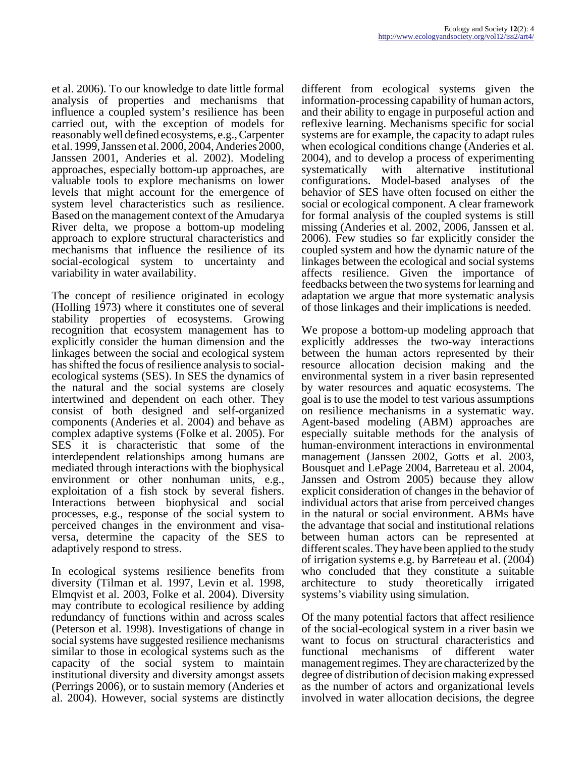et al. 2006). To our knowledge to date little formal analysis of properties and mechanisms that influence a coupled system's resilience has been carried out, with the exception of models for reasonably well defined ecosystems, e.g., Carpenter et al. 1999, Janssen et al. 2000, 2004, Anderies 2000, Janssen 2001, Anderies et al. 2002). Modeling approaches, especially bottom-up approaches, are valuable tools to explore mechanisms on lower levels that might account for the emergence of system level characteristics such as resilience. Based on the management context of the Amudarya River delta, we propose a bottom-up modeling approach to explore structural characteristics and mechanisms that influence the resilience of its social-ecological system to uncertainty and variability in water availability.

The concept of resilience originated in ecology (Holling 1973) where it constitutes one of several stability properties of ecosystems. Growing recognition that ecosystem management has to explicitly consider the human dimension and the linkages between the social and ecological system has shifted the focus of resilience analysis to social-ecological systems (SES). In SES the dynamics of the natural and the social systems are closely intertwined and dependent on each other. They consist of both designed and self-organized components (Anderies et al. 2004) and behave as complex adaptive systems (Folke et al. 2005). For SES it is characteristic that some of the interdependent relationships among humans are mediated through interactions with the biophysical environment or other nonhuman units, e.g., exploitation of a fish stock by several fishers. Interactions between biophysical and social processes, e.g., response of the social system to perceived changes in the environment and visa-versa, determine the capacity of the SES to adaptively respond to stress.

In ecological systems resilience benefits from diversity (Tilman et al. 1997, Levin et al. 1998, Elmqvist et al. 2003, Folke et al. 2004). Diversity may contribute to ecological resilience by adding redundancy of functions within and across scales (Peterson et al. 1998). Investigations of change in social systems have suggested resilience mechanisms similar to those in ecological systems such as the capacity of the social system to maintain institutional diversity and diversity amongst assets (Perrings 2006), or to sustain memory (Anderies et al. 2004). However, social systems are distinctly different from ecological systems given the information-processing capability of human actors, and their ability to engage in purposeful action and reflexive learning. Mechanisms specific for social systems are for example, the capacity to adapt rules when ecological conditions change (Anderies et al. 2004), and to develop a process of experimenting systematically with alternative institutional configurations. Model-based analyses of the behavior of SES have often focused on either the social or ecological component. A clear framework for formal analysis of the coupled systems is still missing (Anderies et al. 2002, 2006, Janssen et al. 2006). Few studies so far explicitly consider the coupled system and how the dynamic nature of the linkages between the ecological and social systems affects resilience. Given the importance of feedbacks between the two systems for learning and adaptation we argue that more systematic analysis of those linkages and their implications is needed.

We propose a bottom-up modeling approach that explicitly addresses the two-way interactions between the human actors represented by their resource allocation decision making and the environmental system in a river basin represented by water resources and aquatic ecosystems. The goal is to use the model to test various assumptions on resilience mechanisms in a systematic way. Agent-based modeling (ABM) approaches are especially suitable methods for the analysis of human-environment interactions in environmental management (Janssen 2002, Gotts et al. 2003, Bousquet and LePage 2004, Barreteau et al. 2004, Janssen and Ostrom 2005) because they allow explicit consideration of changes in the behavior of individual actors that arise from perceived changes in the natural or social environment. ABMs have the advantage that social and institutional relations between human actors can be represented at different scales. They have been applied to the study of irrigation systems e.g. by Barreteau et al. (2004) who concluded that they constitute a suitable architecture to study theoretically irrigated systems's viability using simulation.

Of the many potential factors that affect resilience of the social-ecological system in a river basin we want to focus on structural characteristics and functional mechanisms of different water management regimes. They are characterized by the degree of distribution of decision making expressed as the number of actors and organizational levels involved in water allocation decisions, the degree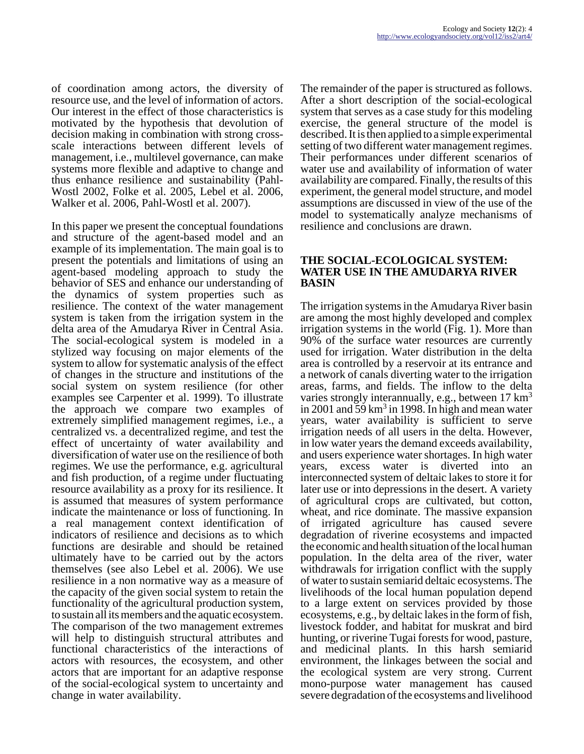of coordination among actors, the diversity of resource use, and the level of information of actors. Our interest in the effect of those characteristics is motivated by the hypothesis that devolution of decision making in combination with strong cross-scale interactions between different levels of management, i.e., multilevel governance, can make systems more flexible and adaptive to change and thus enhance resilience and sustainability (Pahl-Wostl 2002, Folke et al. 2005, Lebel et al. 2006, Walker et al. 2006, Pahl-Wostl et al. 2007).

In this paper we present the conceptual foundations and structure of the agent-based model and an example of its implementation. The main goal is to present the potentials and limitations of using an agent-based modeling approach to study the behavior of SES and enhance our understanding of the dynamics of system properties such as resilience. The context of the water management system is taken from the irrigation system in the delta area of the Amudarya River in Central Asia. The social-ecological system is modeled in a stylized way focusing on major elements of the system to allow for systematic analysis of the effect of changes in the structure and institutions of the social system on system resilience (for other examples see Carpenter et al. 1999). To illustrate the approach we compare two examples of extremely simplified management regimes, i.e., a centralized vs. a decentralized regime, and test the effect of uncertainty of water availability and diversification of water use on the resilience of both regimes. We use the performance, e.g. agricultural and fish production, of a regime under fluctuating resource availability as a proxy for its resilience. It is assumed that measures of system performance indicate the maintenance or loss of functioning. In a real management context identification of indicators of resilience and decisions as to which functions are desirable and should be retained ultimately have to be carried out by the actors themselves (see also Lebel et al. 2006). We use resilience in a non normative way as a measure of the capacity of the given social system to retain the functionality of the agricultural production system, to sustain all its members and the aquatic ecosystem. The comparison of the two management extremes will help to distinguish structural attributes and functional characteristics of the interactions of actors with resources, the ecosystem, and other actors that are important for an adaptive response of the social-ecological system to uncertainty and change in water availability.

The remainder of the paper is structured as follows. After a short description of the social-ecological system that serves as a case study for this modeling exercise, the general structure of the model is described. It is then applied to a simple experimental setting of two different water management regimes. Their performances under different scenarios of water use and availability of information of water availability are compared. Finally, the results of this experiment, the general model structure, and model assumptions are discussed in view of the use of the model to systematically analyze mechanisms of resilience and conclusions are drawn.

## THE SOCIAL-ECOLOGICAL SYSTEM: WATER USE IN THE AMUDARYA RIVER BASIN

The irrigation systems in the Amudarya River basin are among the most highly developed and complex irrigation systems in the world (Fig. 1). More than 90% of the surface water resources are currently used for irrigation. Water distribution in the delta area is controlled by a reservoir at its entrance and a network of canals diverting water to the irrigation areas, farms, and fields. The inflow to the delta varies strongly interannually, e.g., between 17 $km^3$ in 2001 and 59 $km^3$ in 1998. In high and mean water years, water availability is sufficient to serve irrigation needs of all users in the delta. However, in low water years the demand exceeds availability, and users experience water shortages. In high water years, excess water is diverted into an interconnected system of deltaic lakes to store it for later use or into depressions in the desert. A variety of agricultural crops are cultivated, but cotton, wheat, and rice dominate. The massive expansion of irrigated agriculture has caused severe degradation of riverine ecosystems and impacted the economic and health situation of the local human population. In the delta area of the river, water withdrawals for irrigation conflict with the supply of water to sustain semiarid deltaic ecosystems. The livelihoods of the local human population depend to a large extent on services provided by those ecosystems, e.g., by deltaic lakes in the form of fish, livestock fodder, and habitat for muskrat and bird hunting, or riverine Tugai forests for wood, pasture, and medicinal plants. In this harsh semiarid environment, the linkages between the social and the ecological system are very strong. Current mono-purpose water management has caused severe degradation of the ecosystems and livelihood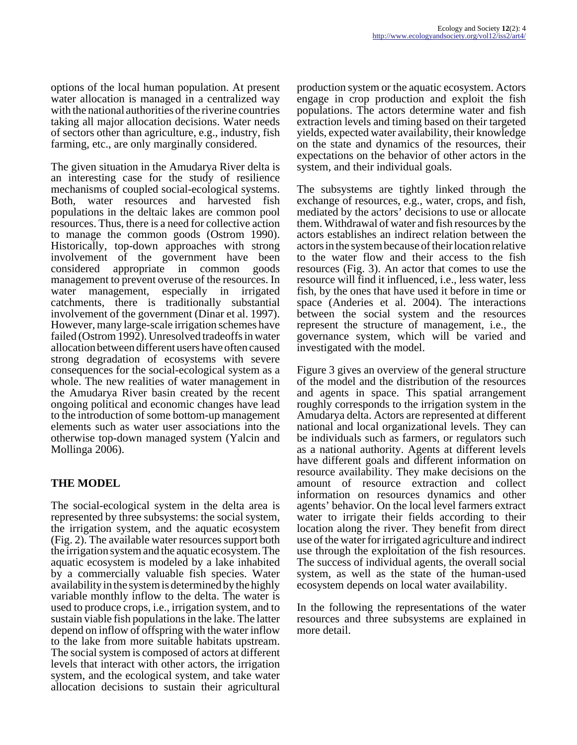options of the local human population. At present water allocation is managed in a centralized way with the national authorities of the riverine countries taking all major allocation decisions. Water needs of sectors other than agriculture, e.g., industry, fish farming, etc., are only marginally considered.

The given situation in the Amudarya River delta is an interesting case for the study of resilience mechanisms of coupled social-ecological systems. Both, water resources and harvested fish populations in the deltaic lakes are common pool resources. Thus, there is a need for collective action to manage the common goods (Ostrom 1990). Historically, top-down approaches with strong involvement of the government have been considered appropriate in common goods management to prevent overuse of the resources. In water management, especially in irrigated catchments, there is traditionally substantial involvement of the government (Dinar et al. 1997). However, many large-scale irrigation schemes have failed (Ostrom 1992). Unresolved tradeoffs in water allocation between different users have often caused strong degradation of ecosystems with severe consequences for the social-ecological system as a whole. The new realities of water management in the Amudarya River basin created by the recent ongoing political and economic changes have lead to the introduction of some bottom-up management elements such as water user associations into the otherwise top-down managed system (Yalcin and Mollinga 2006).

## THE MODEL

The social-ecological system in the delta area is represented by three subsystems: the social system, the irrigation system, and the aquatic ecosystem (Fig. 2). The available water resources support both the irrigation system and the aquatic ecosystem. The aquatic ecosystem is modeled by a lake inhabited by a commercially valuable fish species. Water availability in the system is determined by the highly variable monthly inflow to the delta. The water is used to produce crops, i.e., irrigation system, and to sustain viable fish populations in the lake. The latter depend on inflow of offspring with the water inflow to the lake from more suitable habitats upstream. The social system is composed of actors at different levels that interact with other actors, the irrigation system, and the ecological system, and take water allocation decisions to sustain their agricultural production system or the aquatic ecosystem. Actors engage in crop production and exploit the fish populations. The actors determine water and fish extraction levels and timing based on their targeted yields, expected water availability, their knowledge on the state and dynamics of the resources, their expectations on the behavior of other actors in the system, and their individual goals.

The subsystems are tightly linked through the exchange of resources, e.g., water, crops, and fish, mediated by the actors' decisions to use or allocate them. Withdrawal of water and fish resources by the actors establishes an indirect relation between the actors in the system because of their location relative to the water flow and their access to the fish resources (Fig. 3). An actor that comes to use the resource will find it influenced, i.e., less water, less fish, by the ones that have used it before in time or space (Anderies et al. 2004). The interactions between the social system and the resources represent the structure of management, i.e., the governance system, which will be varied and investigated with the model.

Figure 3 gives an overview of the general structure of the model and the distribution of the resources and agents in space. This spatial arrangement roughly corresponds to the irrigation system in the Amudarya delta. Actors are represented at different national and local organizational levels. They can be individuals such as farmers, or regulators such as a national authority. Agents at different levels have different goals and different information on resource availability. They make decisions on the amount of resource extraction and collect information on resources dynamics and other agents' behavior. On the local level farmers extract water to irrigate their fields according to their location along the river. They benefit from direct use of the water for irrigated agriculture and indirect use through the exploitation of the fish resources. The success of individual agents, the overall social system, as well as the state of the human-used ecosystem depends on local water availability.

In the following the representations of the water resources and three subsystems are explained in more detail.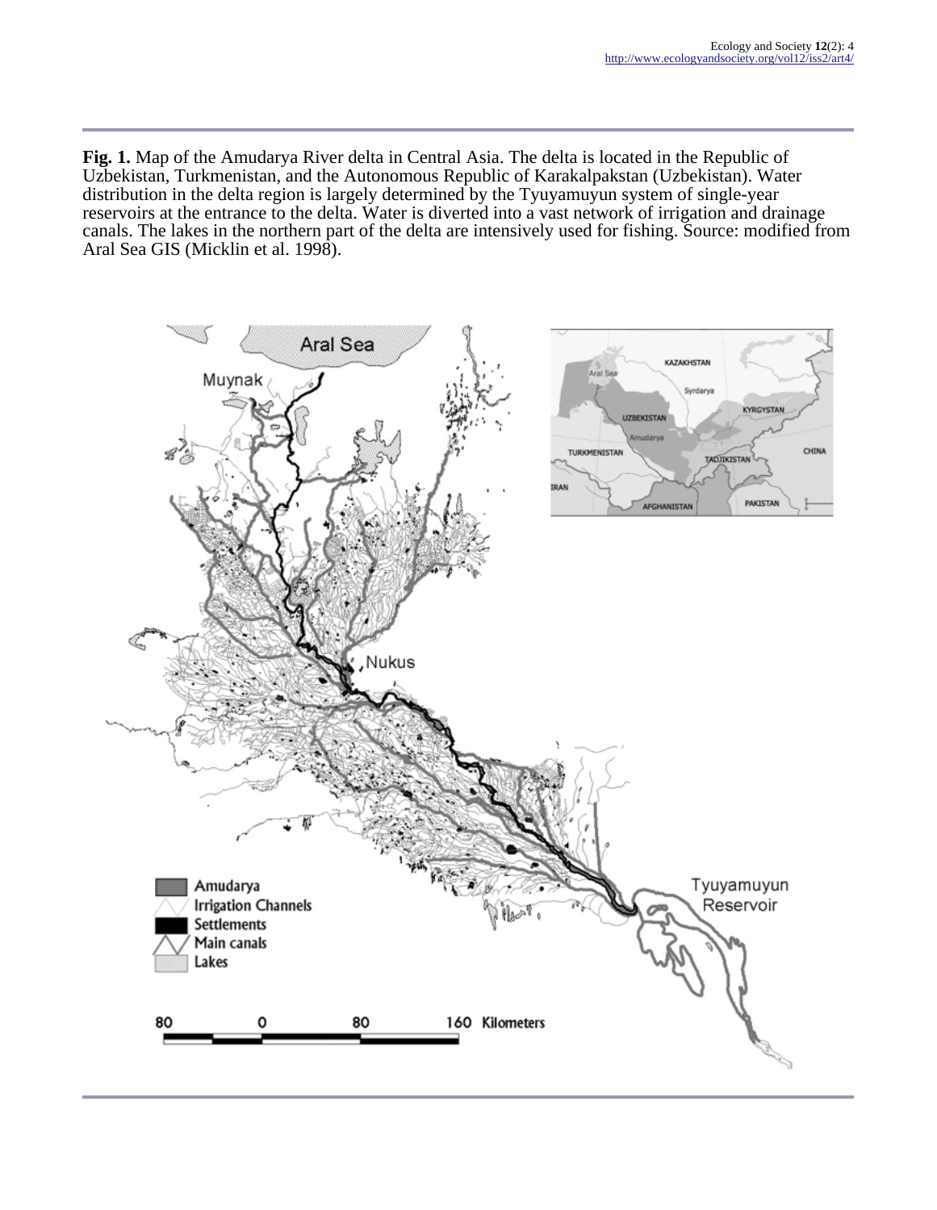**Fig. 1.** Map of the Amudarya River delta in Central Asia. The delta is located in the Republic of Uzbekistan, Turkmenistan, and the Autonomous Republic of Karakalpakstan (Uzbekistan). Water distribution in the delta region is largely determined by the Tyuyamuyun system of single-year reservoirs at the entrance to the delta. Water is diverted into a vast network of irrigation and drainage canals. The lakes in the northern part of the delta are intensively used for fishing. Source: modified from Aral Sea GIS (Micklin et al. 1998).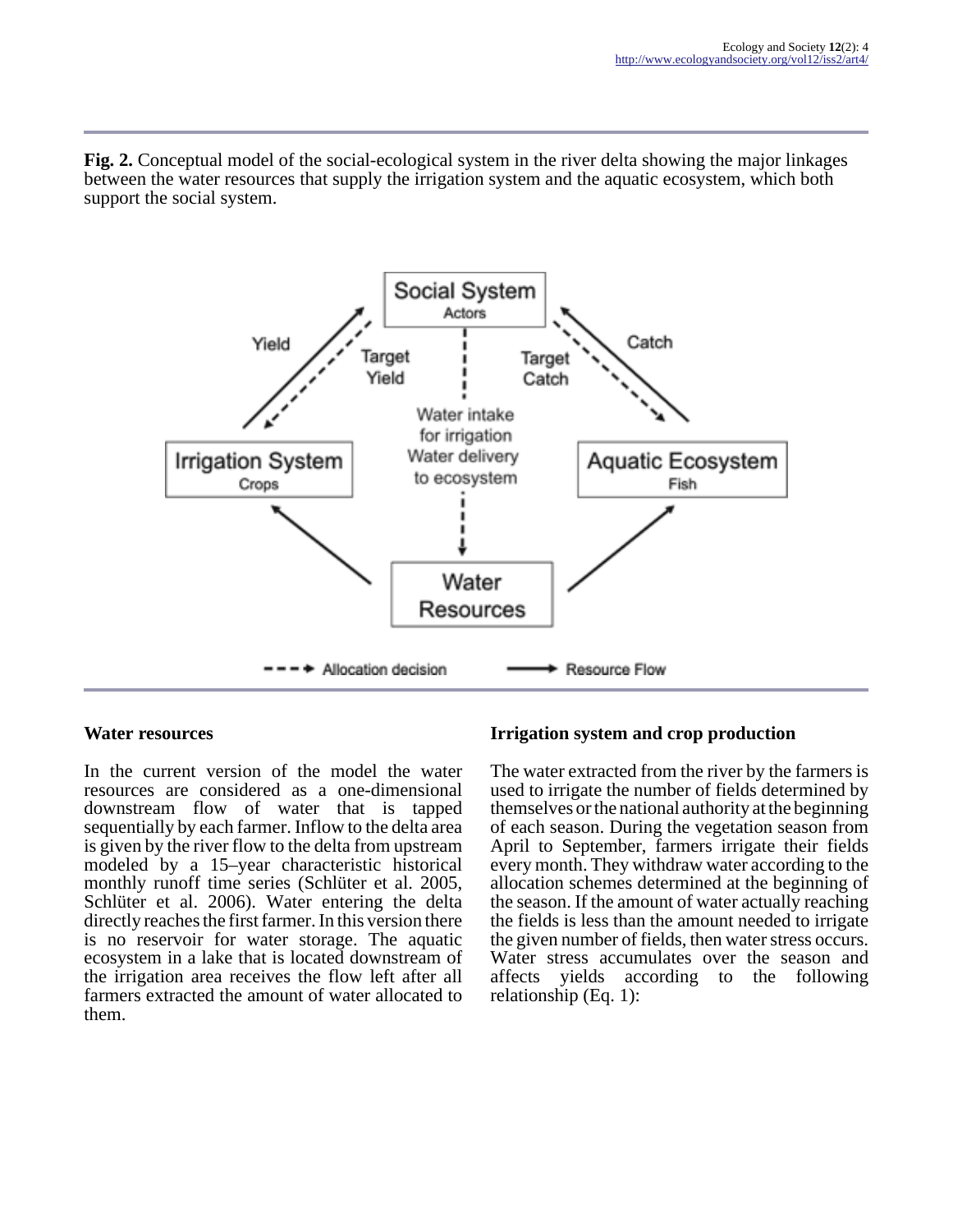**Fig. 2.** Conceptual model of the social-ecological system in the river delta showing the major linkages between the water resources that supply the irrigation system and the aquatic ecosystem, which both support the social system.

### Water resources

In the current version of the model the water resources are considered as a one-dimensional downstream flow of water that is tapped sequentially by each farmer. Inflow to the delta area is given by the river flow to the delta from upstream modeled by a 15–year characteristic historical monthly runoff time series (Schlüter et al. 2005, Schlüter et al. 2006). Water entering the delta directly reaches the first farmer. In this version there is no reservoir for water storage. The aquatic ecosystem in a lake that is located downstream of the irrigation area receives the flow left after all farmers extracted the amount of water allocated to them.

### Irrigation system and crop production

The water extracted from the river by the farmers is used to irrigate the number of fields determined by themselves or the national authority at the beginning of each season. During the vegetation season from April to September, farmers irrigate their fields every month. They withdraw water according to the allocation schemes determined at the beginning of the season. If the amount of water actually reaching the fields is less than the amount needed to irrigate the given number of fields, then water stress occurs. Water stress accumulates over the season and affects yields according to the following relationship (Eq. 1):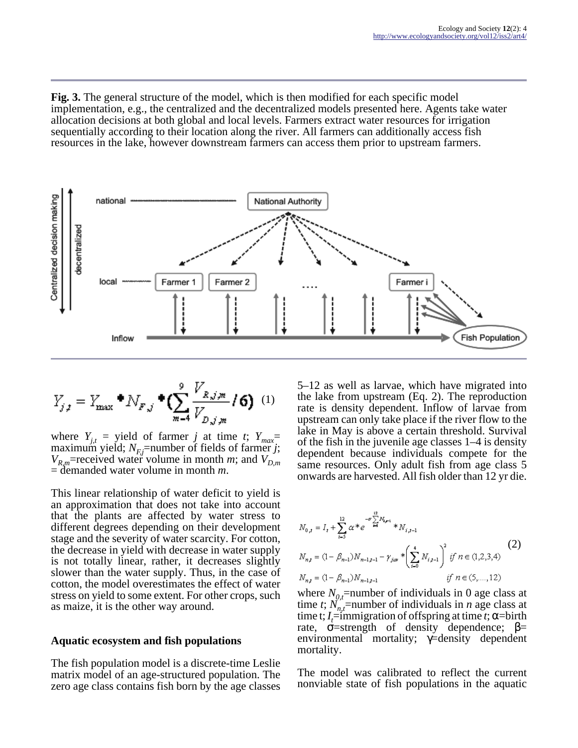**Fig. 3.** The general structure of the model, which is then modified for each specific model implementation, e.g., the centralized and the decentralized models presented here. Agents take water allocation decisions at both global and local levels. Farmers extract water resources for irrigation sequentially according to their location along the river. All farmers can additionally access fish resources in the lake, however downstream farmers can access them prior to upstream farmers.

Centralized decision making
decentralized
national
National Authority
local
Farmer 1
Farmer 2
....
Farmer i
Inflow
Fish Population

$$Y_{j,t} = Y_{\max} * N_{F,j} * \left(\sum_{m=4}^{9} \frac{V_{R,j,m}}{V_{D,j,m}} / 6\right) \quad (1)$$

where $Y_{j,t}$ = yield of farmer $j$ at time $t$; $Y_{max}$= maximum yield; $N_{F,j}$=number of fields of farmer $j$; $V_{R,m}$=received water volume in month $m$; and $V_{D,m}$ = demanded water volume in month $m$.

This linear relationship of water deficit to yield is an approximation that does not take into account that the plants are affected by water stress to different degrees depending on their development stage and the severity of water scarcity. For cotton, the decrease in yield with decrease in water supply is not totally linear, rather, it decreases slightly slower than the water supply. Thus, in the case of cotton, the model overestimates the effect of water stress on yield to some extent. For other crops, such as maize, it is the other way around.

### Aquatic ecosystem and fish populations

The fish population model is a discrete-time Leslie matrix model of an age-structured population. The zero age class contains fish born by the age classes 5–12 as well as larvae, which have migrated into the lake from upstream (Eq. 2). The reproduction rate is density dependent. Inflow of larvae from upstream can only take place if the river flow to the lake in May is above a certain threshold. Survival of the fish in the juvenile age classes 1–4 is density dependent because individuals compete for the same resources. Only adult fish from age class 5 onwards are harvested. All fish older than 12 yr die.

$$
\begin{aligned}
N_{0,t} &= I_t + \sum_{i=5}^{12} \alpha * e^{-\sigma \sum_{i=5}^{12} N_{i,t-1}} * N_{i,t-1} \\
N_{n,t} &= (1-\beta_{n-1})N_{n-1,t-1} - \gamma_{juv} * \left(\sum_{i=0}^{4} N_{i,t-1}\right)^2 \quad if\ n \in (1,2,3,4) \\
N_{n,t} &= (1-\beta_{n-1})N_{n-1,t-1} \quad if\ n \in (5,\ldots,12)
\end{aligned}
\quad (2)
$$

where $N_{0,t}$=number of individuals in 0 age class at time $t$; $N_{n,t}$=number of individuals in $n$ age class at time t; $I_t$=immigration of offspring at time $t$; $\alpha$=birth rate, $\sigma$=strength of density dependence; $\beta$= environmental mortality; $\gamma$=density dependent mortality.

The model was calibrated to reflect the current nonviable state of fish populations in the aquatic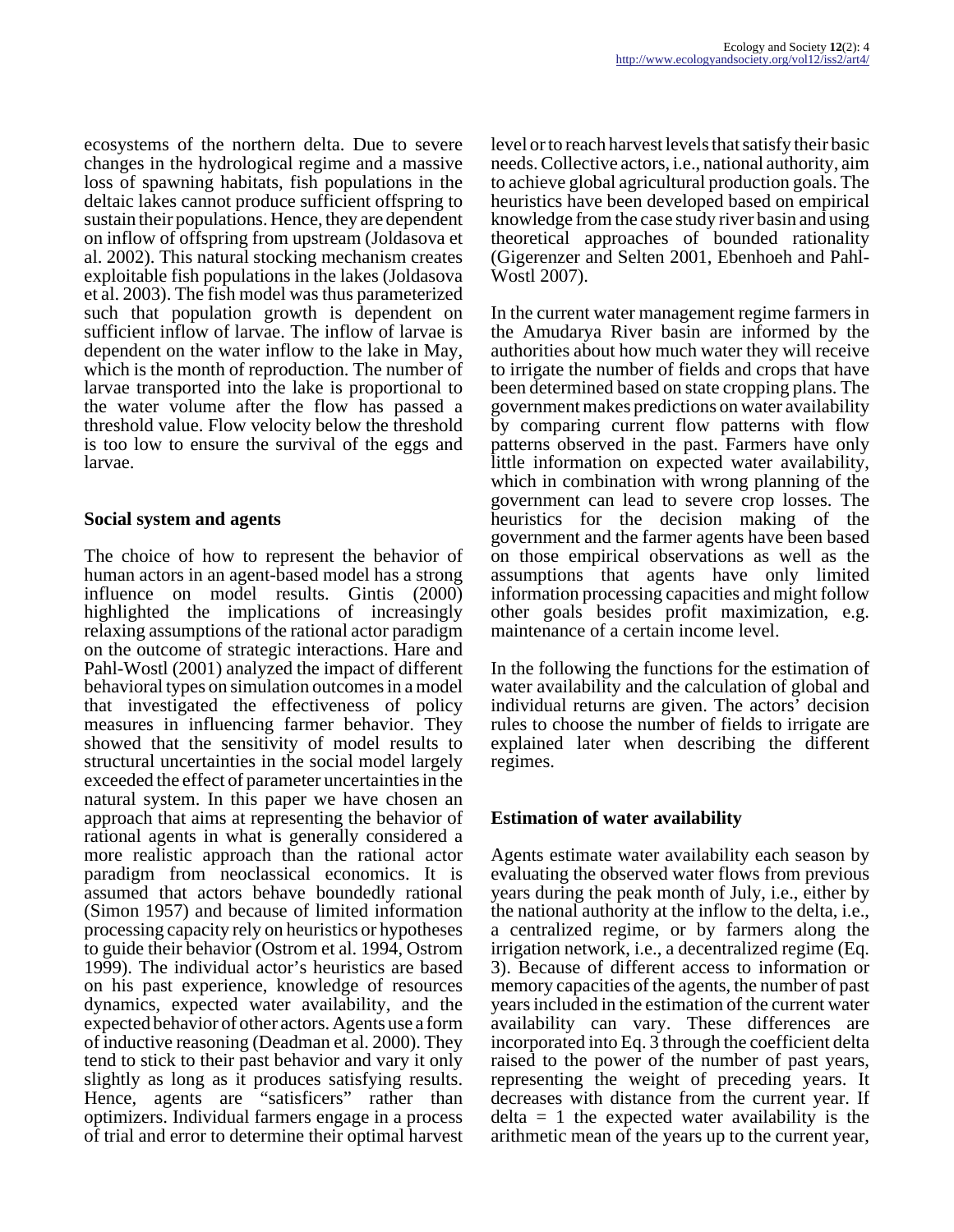ecosystems of the northern delta. Due to severe changes in the hydrological regime and a massive loss of spawning habitats, fish populations in the deltaic lakes cannot produce sufficient offspring to sustain their populations. Hence, they are dependent on inflow of offspring from upstream (Joldasova et al. 2002). This natural stocking mechanism creates exploitable fish populations in the lakes (Joldasova et al. 2003). The fish model was thus parameterized such that population growth is dependent on sufficient inflow of larvae. The inflow of larvae is dependent on the water inflow to the lake in May, which is the month of reproduction. The number of larvae transported into the lake is proportional to the water volume after the flow has passed a threshold value. Flow velocity below the threshold is too low to ensure the survival of the eggs and larvae.

### Social system and agents

The choice of how to represent the behavior of human actors in an agent-based model has a strong influence on model results. Gintis (2000) highlighted the implications of increasingly relaxing assumptions of the rational actor paradigm on the outcome of strategic interactions. Hare and Pahl-Wostl (2001) analyzed the impact of different behavioral types on simulation outcomes in a model that investigated the effectiveness of policy measures in influencing farmer behavior. They showed that the sensitivity of model results to structural uncertainties in the social model largely exceeded the effect of parameter uncertainties in the natural system. In this paper we have chosen an approach that aims at representing the behavior of rational agents in what is generally considered a more realistic approach than the rational actor paradigm from neoclassical economics. It is assumed that actors behave boundedly rational (Simon 1957) and because of limited information processing capacity rely on heuristics or hypotheses to guide their behavior (Ostrom et al. 1994, Ostrom 1999). The individual actor's heuristics are based on his past experience, knowledge of resources dynamics, expected water availability, and the expected behavior of other actors. Agents use a form of inductive reasoning (Deadman et al. 2000). They tend to stick to their past behavior and vary it only slightly as long as it produces satisfying results. Hence, agents are "satisficers" rather than optimizers. Individual farmers engage in a process of trial and error to determine their optimal harvest level or to reach harvest levels that satisfy their basic needs. Collective actors, i.e., national authority, aim to achieve global agricultural production goals. The heuristics have been developed based on empirical knowledge from the case study river basin and using theoretical approaches of bounded rationality (Gigerenzer and Selten 2001, Ebenhoeh and Pahl-Wostl 2007).

In the current water management regime farmers in the Amudarya River basin are informed by the authorities about how much water they will receive to irrigate the number of fields and crops that have been determined based on state cropping plans. The government makes predictions on water availability by comparing current flow patterns with flow patterns observed in the past. Farmers have only little information on expected water availability, which in combination with wrong planning of the government can lead to severe crop losses. The heuristics for the decision making of the government and the farmer agents have been based on those empirical observations as well as the assumptions that agents have only limited information processing capacities and might follow other goals besides profit maximization, e.g. maintenance of a certain income level.

In the following the functions for the estimation of water availability and the calculation of global and individual returns are given. The actors' decision rules to choose the number of fields to irrigate are explained later when describing the different regimes.

### Estimation of water availability

Agents estimate water availability each season by evaluating the observed water flows from previous years during the peak month of July, i.e., either by the national authority at the inflow to the delta, i.e., a centralized regime, or by farmers along the irrigation network, i.e., a decentralized regime (Eq. 3). Because of different access to information or memory capacities of the agents, the number of past years included in the estimation of the current water availability can vary. These differences are incorporated into Eq. 3 through the coefficient delta raised to the power of the number of past years, representing the weight of preceding years. It decreases with distance from the current year. If delta = 1 the expected water availability is the arithmetic mean of the years up to the current year,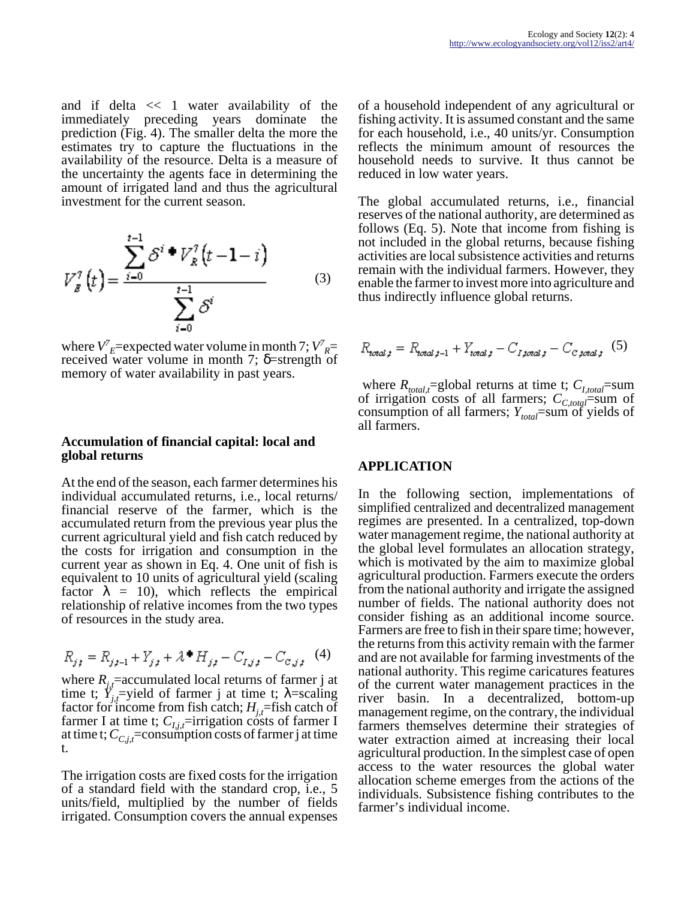and if delta << 1 water availability of the immediately preceding years dominate the prediction (Fig. 4). The smaller delta the more the estimates try to capture the fluctuations in the availability of the resource. Delta is a measure of the uncertainty the agents face in determining the amount of irrigated land and thus the agricultural investment for the current season.

$$V_E^7(t) = \frac{\sum_{i=0}^{t-1} \delta^i * V_R^7(t-1-i)}{\sum_{i=0}^{t-1} \delta^i} \quad (3)$$

where $V^7_E$=expected water volume in month 7; $V^7_R$= received water volume in month 7; δ=strength of memory of water availability in past years.

### Accumulation of financial capital: local and global returns

At the end of the season, each farmer determines his individual accumulated returns, i.e., local returns/ financial reserve of the farmer, which is the accumulated return from the previous year plus the current agricultural yield and fish catch reduced by the costs for irrigation and consumption in the current year as shown in Eq. 4. One unit of fish is equivalent to 10 units of agricultural yield (scaling factor λ = 10), which reflects the empirical relationship of relative incomes from the two types of resources in the study area.

$$R_{j,t} = R_{j,t-1} + Y_{j,t} + \lambda * H_{j,t} - C_{I,j,t} - C_{C,j,t} \quad (4)$$

where $R_{j,t}$=accumulated local returns of farmer j at time t; $Y_{j,t}$=yield of farmer j at time t; λ=scaling factor for income from fish catch; $H_{j,t}$=fish catch of farmer I at time t; $C_{I,j,t}$=irrigation costs of farmer I at time t; $C_{C,j,t}$=consumption costs of farmer j at time t.

The irrigation costs are fixed costs for the irrigation of a standard field with the standard crop, i.e., 5 units/field, multiplied by the number of fields irrigated. Consumption covers the annual expenses of a household independent of any agricultural or fishing activity. It is assumed constant and the same for each household, i.e., 40 units/yr. Consumption reflects the minimum amount of resources the household needs to survive. It thus cannot be reduced in low water years.

The global accumulated returns, i.e., financial reserves of the national authority, are determined as follows (Eq. 5). Note that income from fishing is not included in the global returns, because fishing activities are local subsistence activities and returns remain with the individual farmers. However, they enable the farmer to invest more into agriculture and thus indirectly influence global returns.

$$R_{total,t} = R_{total,t-1} + Y_{total,t} - C_{I,total,t} - C_{C,total,t} \quad (5)$$

where $R_{total,t}$=global returns at time t; $C_{I,total}$=sum of irrigation costs of all farmers; $C_{C,total}$=sum of consumption of all farmers; $Y_{total}$=sum of yields of all farmers.

## APPLICATION

In the following section, implementations of simplified centralized and decentralized management regimes are presented. In a centralized, top-down water management regime, the national authority at the global level formulates an allocation strategy, which is motivated by the aim to maximize global agricultural production. Farmers execute the orders from the national authority and irrigate the assigned number of fields. The national authority does not consider fishing as an additional income source. Farmers are free to fish in their spare time; however, the returns from this activity remain with the farmer and are not available for farming investments of the national authority. This regime caricatures features of the current water management practices in the river basin. In a decentralized, bottom-up management regime, on the contrary, the individual farmers themselves determine their strategies of water extraction aimed at increasing their local agricultural production. In the simplest case of open access to the water resources the global water allocation scheme emerges from the actions of the individuals. Subsistence fishing contributes to the farmer's individual income.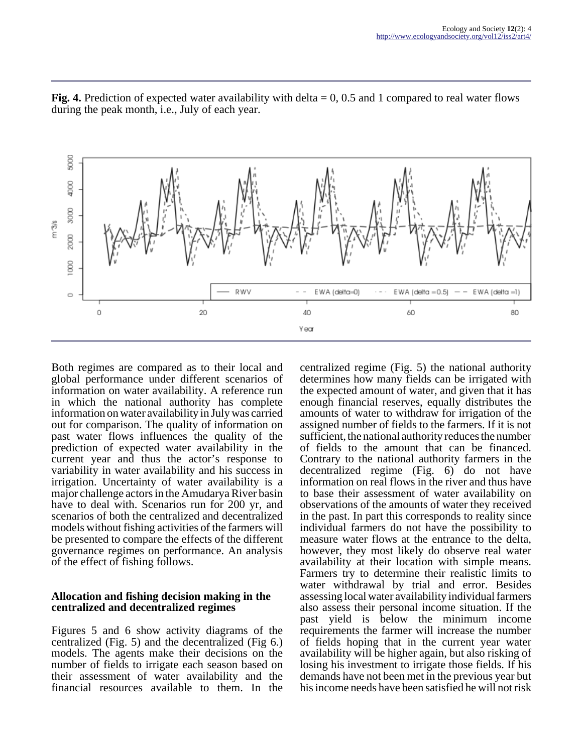**Fig. 4.** Prediction of expected water availability with delta = 0, 0.5 and 1 compared to real water flows during the peak month, i.e., July of each year.

m^3/s

5000
4000
3000
2000
1000
0

RWV
EWA (delta=0)
EWA (delta =0.5)
EWA (delta =1)

0
20
40
60
80

Year

Both regimes are compared as to their local and global performance under different scenarios of information on water availability. A reference run in which the national authority has complete information on water availability in July was carried out for comparison. The quality of information on past water flows influences the quality of the prediction of expected water availability in the current year and thus the actor's response to variability in water availability and his success in irrigation. Uncertainty of water availability is a major challenge actors in the Amudarya River basin have to deal with. Scenarios run for 200 yr, and scenarios of both the centralized and decentralized models without fishing activities of the farmers will be presented to compare the effects of the different governance regimes on performance. An analysis of the effect of fishing follows.

### Allocation and fishing decision making in the centralized and decentralized regimes

Figures 5 and 6 show activity diagrams of the centralized (Fig. 5) and the decentralized (Fig 6.) models. The agents make their decisions on the number of fields to irrigate each season based on their assessment of water availability and the financial resources available to them. In the centralized regime (Fig. 5) the national authority determines how many fields can be irrigated with the expected amount of water, and given that it has enough financial reserves, equally distributes the amounts of water to withdraw for irrigation of the assigned number of fields to the farmers. If it is not sufficient, the national authority reduces the number of fields to the amount that can be financed. Contrary to the national authority farmers in the decentralized regime (Fig. 6) do not have information on real flows in the river and thus have to base their assessment of water availability on observations of the amounts of water they received in the past. In part this corresponds to reality since individual farmers do not have the possibility to measure water flows at the entrance to the delta, however, they most likely do observe real water availability at their location with simple means. Farmers try to determine their realistic limits to water withdrawal by trial and error. Besides assessing local water availability individual farmers also assess their personal income situation. If the past yield is below the minimum income requirements the farmer will increase the number of fields hoping that in the current year water availability will be higher again, but also risking of losing his investment to irrigate those fields. If his demands have not been met in the previous year but his income needs have been satisfied he will not risk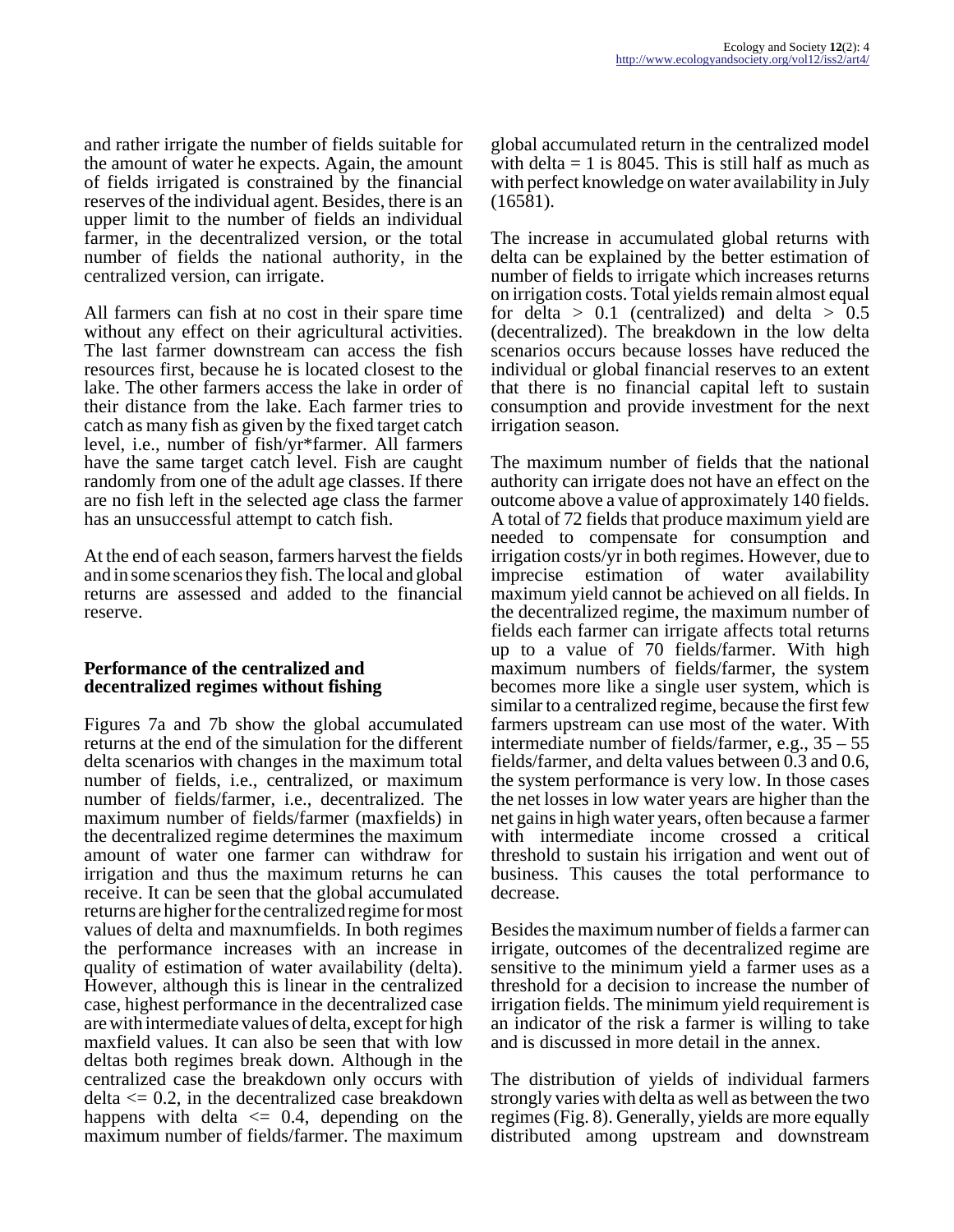and rather irrigate the number of fields suitable for the amount of water he expects. Again, the amount of fields irrigated is constrained by the financial reserves of the individual agent. Besides, there is an upper limit to the number of fields an individual farmer, in the decentralized version, or the total number of fields the national authority, in the centralized version, can irrigate.

All farmers can fish at no cost in their spare time without any effect on their agricultural activities. The last farmer downstream can access the fish resources first, because he is located closest to the lake. The other farmers access the lake in order of their distance from the lake. Each farmer tries to catch as many fish as given by the fixed target catch level, i.e., number of fish/yr*farmer. All farmers have the same target catch level. Fish are caught randomly from one of the adult age classes. If there are no fish left in the selected age class the farmer has an unsuccessful attempt to catch fish.

At the end of each season, farmers harvest the fields and in some scenarios they fish. The local and global returns are assessed and added to the financial reserve.

### Performance of the centralized and decentralized regimes without fishing

Figures 7a and 7b show the global accumulated returns at the end of the simulation for the different delta scenarios with changes in the maximum total number of fields, i.e., centralized, or maximum number of fields/farmer, i.e., decentralized. The maximum number of fields/farmer (maxfields) in the decentralized regime determines the maximum amount of water one farmer can withdraw for irrigation and thus the maximum returns he can receive. It can be seen that the global accumulated returns are higher for the centralized regime for most values of delta and maxnumfields. In both regimes the performance increases with an increase in quality of estimation of water availability (delta). However, although this is linear in the centralized case, highest performance in the decentralized case are with intermediate values of delta, except for high maxfield values. It can also be seen that with low deltas both regimes break down. Although in the centralized case the breakdown only occurs with delta $<= 0.2$, in the decentralized case breakdown happens with delta $<= 0.4$, depending on the maximum number of fields/farmer. The maximum global accumulated return in the centralized model with delta = 1 is 8045. This is still half as much as with perfect knowledge on water availability in July (16581).

The increase in accumulated global returns with delta can be explained by the better estimation of number of fields to irrigate which increases returns on irrigation costs. Total yields remain almost equal for delta $> 0.1$ (centralized) and delta $> 0.5$ (decentralized). The breakdown in the low delta scenarios occurs because losses have reduced the individual or global financial reserves to an extent that there is no financial capital left to sustain consumption and provide investment for the next irrigation season.

The maximum number of fields that the national authority can irrigate does not have an effect on the outcome above a value of approximately 140 fields. A total of 72 fields that produce maximum yield are needed to compensate for consumption and irrigation costs/yr in both regimes. However, due to imprecise estimation of water availability maximum yield cannot be achieved on all fields. In the decentralized regime, the maximum number of fields each farmer can irrigate affects total returns up to a value of 70 fields/farmer. With high maximum numbers of fields/farmer, the system becomes more like a single user system, which is similar to a centralized regime, because the first few farmers upstream can use most of the water. With intermediate number of fields/farmer, e.g., 35 – 55 fields/farmer, and delta values between 0.3 and 0.6, the system performance is very low. In those cases the net losses in low water years are higher than the net gains in high water years, often because a farmer with intermediate income crossed a critical threshold to sustain his irrigation and went out of business. This causes the total performance to decrease.

Besides the maximum number of fields a farmer can irrigate, outcomes of the decentralized regime are sensitive to the minimum yield a farmer uses as a threshold for a decision to increase the number of irrigation fields. The minimum yield requirement is an indicator of the risk a farmer is willing to take and is discussed in more detail in the annex.

The distribution of yields of individual farmers strongly varies with delta as well as between the two regimes (Fig. 8). Generally, yields are more equally distributed among upstream and downstream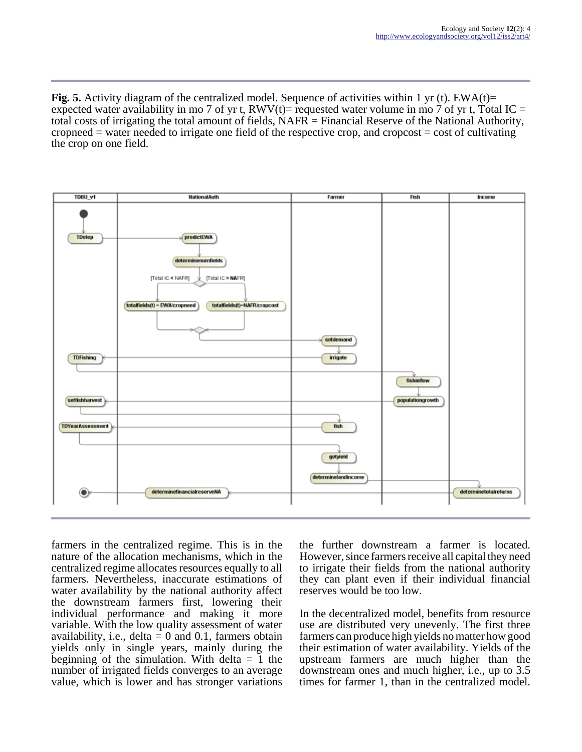**Fig. 5.** Activity diagram of the centralized model. Sequence of activities within 1 yr (t). EWA(t)= expected water availability in mo 7 of yr t, RWV(t)= requested water volume in mo 7 of yr t, Total IC = total costs of irrigating the total amount of fields, NAFR = Financial Reserve of the National Authority, cropneed = water needed to irrigate one field of the respective crop, and cropcost = cost of cultivating the crop on one field.

TDBU_v1
NationalAuth
Farmer
Fish
Income
TDstep
predictEWA
determinenumfields
[Total IC < NAFR]
[Total IC > NAFR]
totalfields(t) = EWA/cropneed
totalfields(t)=NAFR/cropcost
setdemand
TDFishing
irrigate
fishinflow
setfishharvest
populationgrowth
TDYearAssessment
fish
getyield
determinelandincome
determinefinancialreserveNA
determinetotalreturns

farmers in the centralized regime. This is in the nature of the allocation mechanisms, which in the centralized regime allocates resources equally to all farmers. Nevertheless, inaccurate estimations of water availability by the national authority affect the downstream farmers first, lowering their individual performance and making it more variable. With the low quality assessment of water availability, i.e., delta = 0 and 0.1, farmers obtain yields only in single years, mainly during the beginning of the simulation. With delta = 1 the number of irrigated fields converges to an average value, which is lower and has stronger variations the further downstream a farmer is located. However, since farmers receive all capital they need to irrigate their fields from the national authority they can plant even if their individual financial reserves would be too low.

In the decentralized model, benefits from resource use are distributed very unevenly. The first three farmers can produce high yields no matter how good their estimation of water availability. Yields of the upstream farmers are much higher than the downstream ones and much higher, i.e., up to 3.5 times for farmer 1, than in the centralized model.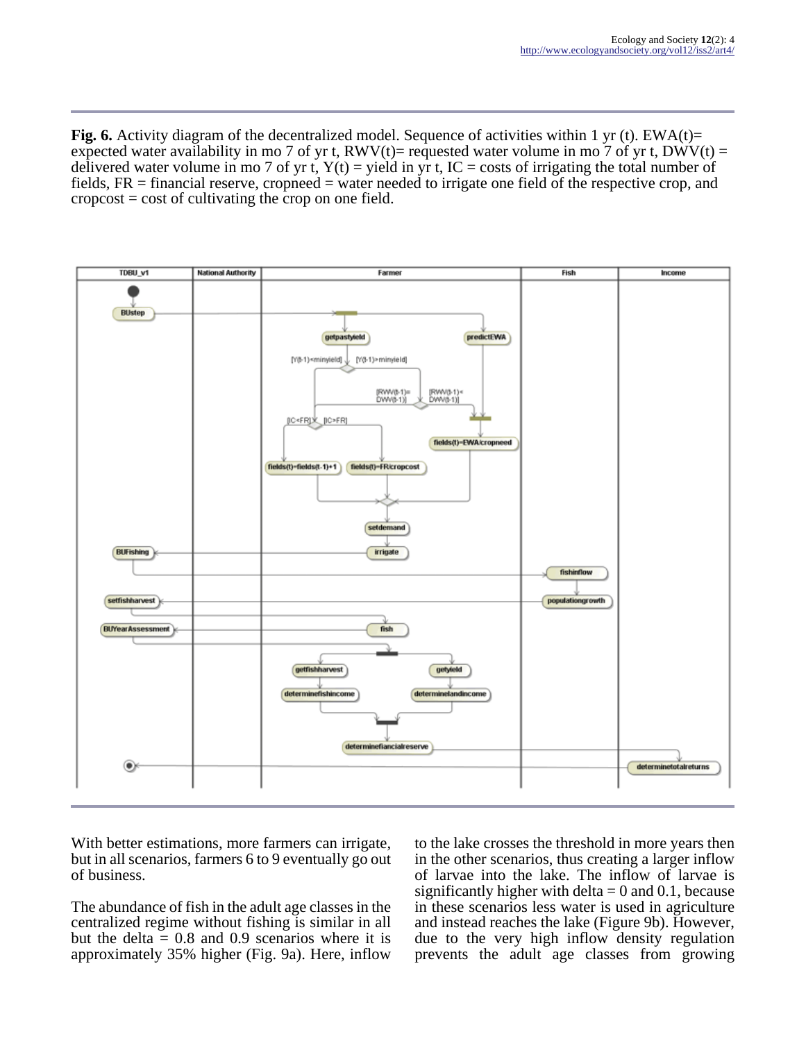**Fig. 6.** Activity diagram of the decentralized model. Sequence of activities within 1 yr (t). EWA(t)= expected water availability in mo 7 of yr t, RWV(t)= requested water volume in mo 7 of yr t, DWV(t) = delivered water volume in mo 7 of yr t, Y(t) = yield in yr t, IC = costs of irrigating the total number of fields, FR = financial reserve, cropneed = water needed to irrigate one field of the respective crop, and cropcost = cost of cultivating the crop on one field.

TDBU_v1
National Authority
Farmer
Fish
Income
BUstep
getpastyield
predictEWA
[Y(t-1)<minyield]
[Y(t-1)>minyield]
[RWV(t-1)= DWV(t-1)]
[RWV(t-1)< DWV(t-1)]
[IC<FR]
[IC>FR]
fields(t)=EWA/cropneed
fields(t)=fields(t-1)+1
fields(t)=FR/cropcost
setdemand
BUFishing
irrigate
fishinflow
setfishharvest
populationgrowth
BUYearAssessment
fish
getfishharvest
getyield
determinefishincome
determinelandincome
determinefiancialreserve
determinetotalreturns

With better estimations, more farmers can irrigate, but in all scenarios, farmers 6 to 9 eventually go out of business.

The abundance of fish in the adult age classes in the centralized regime without fishing is similar in all but the delta = 0.8 and 0.9 scenarios where it is approximately 35% higher (Fig. 9a). Here, inflow to the lake crosses the threshold in more years then in the other scenarios, thus creating a larger inflow of larvae into the lake. The inflow of larvae is significantly higher with delta = 0 and 0.1, because in these scenarios less water is used in agriculture and instead reaches the lake (Figure 9b). However, due to the very high inflow density regulation prevents the adult age classes from growing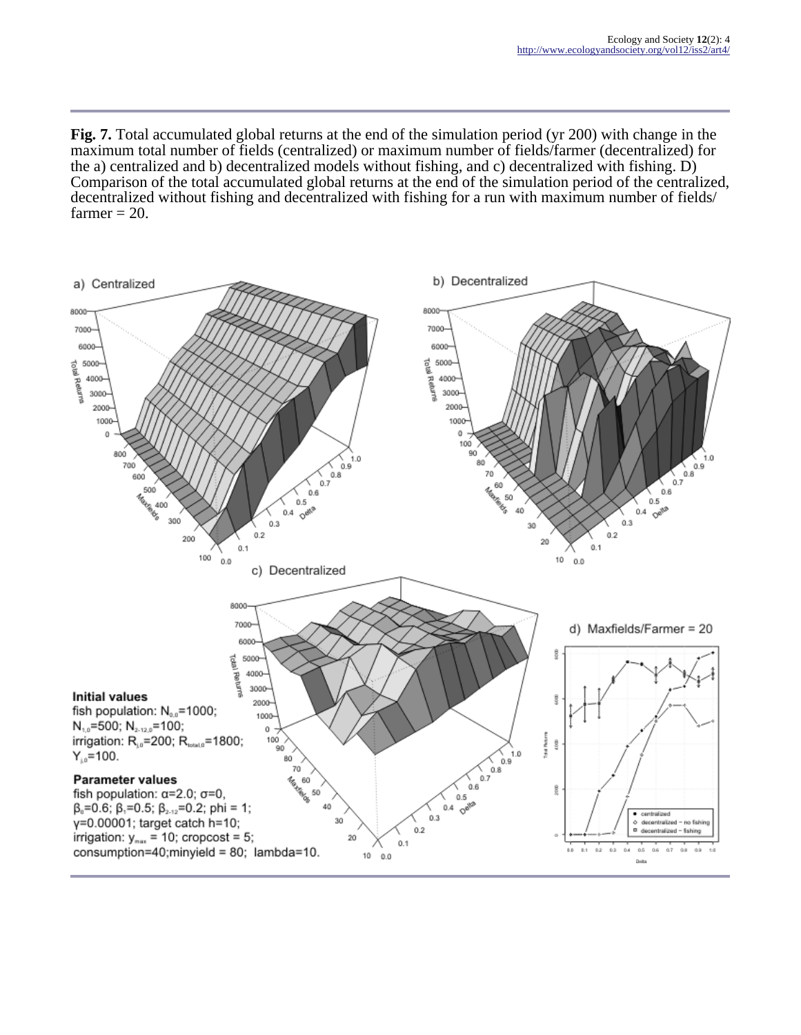**Fig. 7.** Total accumulated global returns at the end of the simulation period (yr 200) with change in the maximum total number of fields (centralized) or maximum number of fields/farmer (decentralized) for the a) centralized and b) decentralized models without fishing, and c) decentralized with fishing. D) Comparison of the total accumulated global returns at the end of the simulation period of the centralized, decentralized without fishing and decentralized with fishing for a run with maximum number of fields/farmer = 20.

a) Centralized

b) Decentralized

c) Decentralized

d) Maxfields/Farmer = 20

Total Returns

Maxfields

Delta

centralized

decentralized - no fishing

decentralized - fishing

**Initial values**

fish population: $N_{0,0}$=1000; $N_{1,0}$=500; $N_{2\text{-}12,0}$=100;

irrigation: $R_{j,0}$=200; $R_{total,0}$=1800; $Y_{j,0}$=100.

**Parameter values**

fish population: $\alpha$=2.0; $\sigma$=0, $\beta_0$=0.6; $\beta_1$=0.5; $\beta_{2\text{-}12}$=0.2; phi = 1; $\gamma$=0.00001; target catch h=10;

irrigation: $y_{max}$ = 10; cropcost = 5; consumption=40;minyield = 80; lambda=10.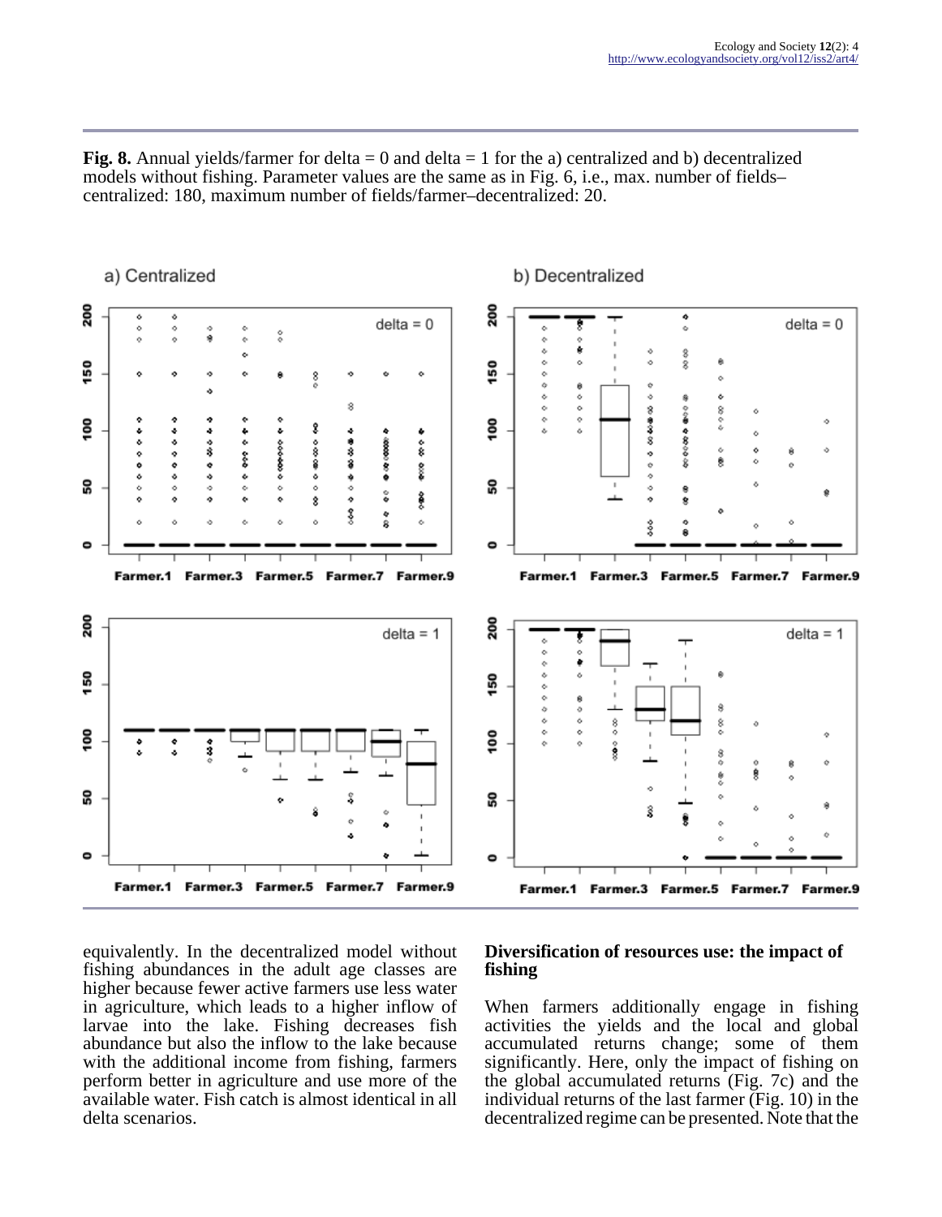**Fig. 8.** Annual yields/farmer for delta = 0 and delta = 1 for the a) centralized and b) decentralized models without fishing. Parameter values are the same as in Fig. 6, i.e., max. number of fields–centralized: 180, maximum number of fields/farmer–decentralized: 20.

a) Centralized

b) Decentralized

delta = 0

delta = 1

200
150
100
50
0

Farmer.1 Farmer.3 Farmer.5 Farmer.7 Farmer.9

equivalently. In the decentralized model without fishing abundances in the adult age classes are higher because fewer active farmers use less water in agriculture, which leads to a higher inflow of larvae into the lake. Fishing decreases fish abundance but also the inflow to the lake because with the additional income from fishing, farmers perform better in agriculture and use more of the available water. Fish catch is almost identical in all delta scenarios.

## Diversification of resources use: the impact of fishing

When farmers additionally engage in fishing activities the yields and the local and global accumulated returns change; some of them significantly. Here, only the impact of fishing on the global accumulated returns (Fig. 7c) and the individual returns of the last farmer (Fig. 10) in the decentralized regime can be presented. Note that the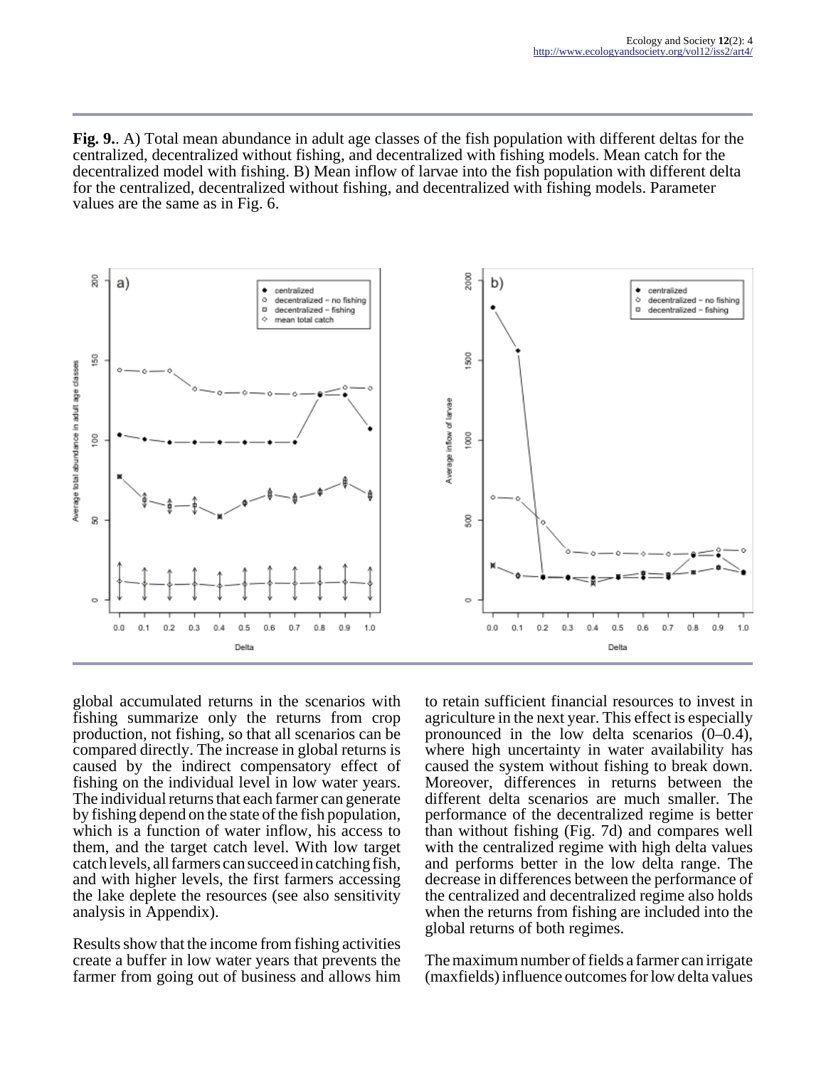**Fig. 9.**. A) Total mean abundance in adult age classes of the fish population with different deltas for the centralized, decentralized without fishing, and decentralized with fishing models. Mean catch for the decentralized model with fishing. B) Mean inflow of larvae into the fish population with different delta for the centralized, decentralized without fishing, and decentralized with fishing models. Parameter values are the same as in Fig. 6.

a)

Average total abundance in adult age classes

0
50
100
150
200

0.0 0.1 0.2 0.3 0.4 0.5 0.6 0.7 0.8 0.9 1.0

Delta

centralized
decentralized - no fishing
decentralized - fishing
mean total catch

b)

Average inflow of larvae

0
500
1000
1500
2000

0.0 0.1 0.2 0.3 0.4 0.5 0.6 0.7 0.8 0.9 1.0

Delta

centralized
decentralized - no fishing
decentralized - fishing

global accumulated returns in the scenarios with fishing summarize only the returns from crop production, not fishing, so that all scenarios can be compared directly. The increase in global returns is caused by the indirect compensatory effect of fishing on the individual level in low water years. The individual returns that each farmer can generate by fishing depend on the state of the fish population, which is a function of water inflow, his access to them, and the target catch level. With low target catch levels, all farmers can succeed in catching fish, and with higher levels, the first farmers accessing the lake deplete the resources (see also sensitivity analysis in Appendix).

Results show that the income from fishing activities create a buffer in low water years that prevents the farmer from going out of business and allows him to retain sufficient financial resources to invest in agriculture in the next year. This effect is especially pronounced in the low delta scenarios (0–0.4), where high uncertainty in water availability has caused the system without fishing to break down. Moreover, differences in returns between the different delta scenarios are much smaller. The performance of the decentralized regime is better than without fishing (Fig. 7d) and compares well with the centralized regime with high delta values and performs better in the low delta range. The decrease in differences between the performance of the centralized and decentralized regime also holds when the returns from fishing are included into the global returns of both regimes.

The maximum number of fields a farmer can irrigate (maxfields) influence outcomes for low delta values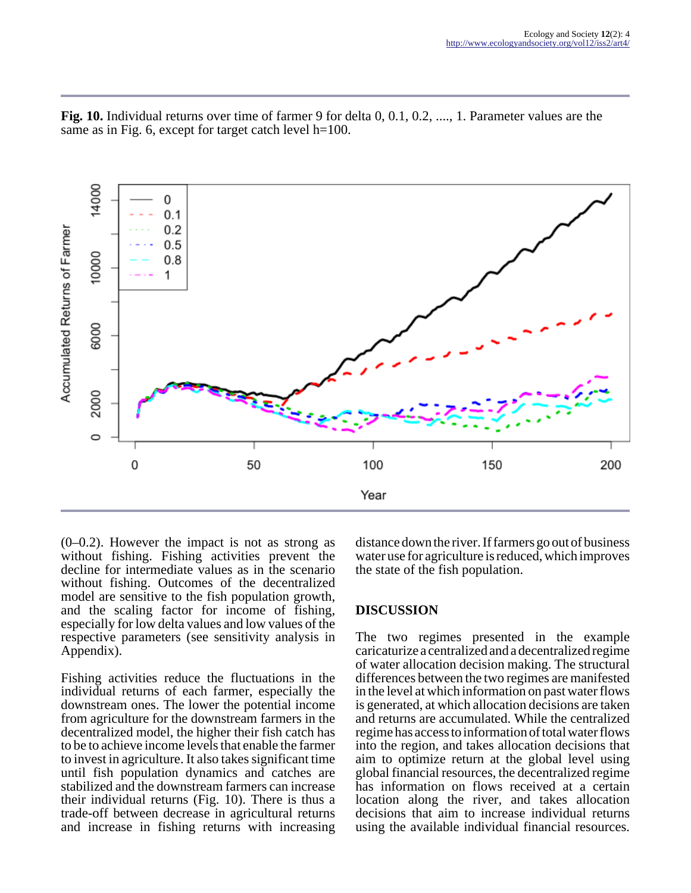**Fig. 10.** Individual returns over time of farmer 9 for delta 0, 0.1, 0.2, ...., 1. Parameter values are the same as in Fig. 6, except for target catch level h=100.

Accumulated Returns of Farmer

0
2000
6000
10000
14000

Year

0
50
100
150
200

0
0.1
0.2
0.5
0.8
1

(0–0.2). However the impact is not as strong as without fishing. Fishing activities prevent the decline for intermediate values as in the scenario without fishing. Outcomes of the decentralized model are sensitive to the fish population growth, and the scaling factor for income of fishing, especially for low delta values and low values of the respective parameters (see sensitivity analysis in Appendix).

Fishing activities reduce the fluctuations in the individual returns of each farmer, especially the downstream ones. The lower the potential income from agriculture for the downstream farmers in the decentralized model, the higher their fish catch has to be to achieve income levels that enable the farmer to invest in agriculture. It also takes significant time until fish population dynamics and catches are stabilized and the downstream farmers can increase their individual returns (Fig. 10). There is thus a trade-off between decrease in agricultural returns and increase in fishing returns with increasing distance down the river. If farmers go out of business water use for agriculture is reduced, which improves the state of the fish population.

## DISCUSSION

The two regimes presented in the example caricaturize a centralized and a decentralized regime of water allocation decision making. The structural differences between the two regimes are manifested in the level at which information on past water flows is generated, at which allocation decisions are taken and returns are accumulated. While the centralized regime has access to information of total water flows into the region, and takes allocation decisions that aim to optimize return at the global level using global financial resources, the decentralized regime has information on flows received at a certain location along the river, and takes allocation decisions that aim to increase individual returns using the available individual financial resources.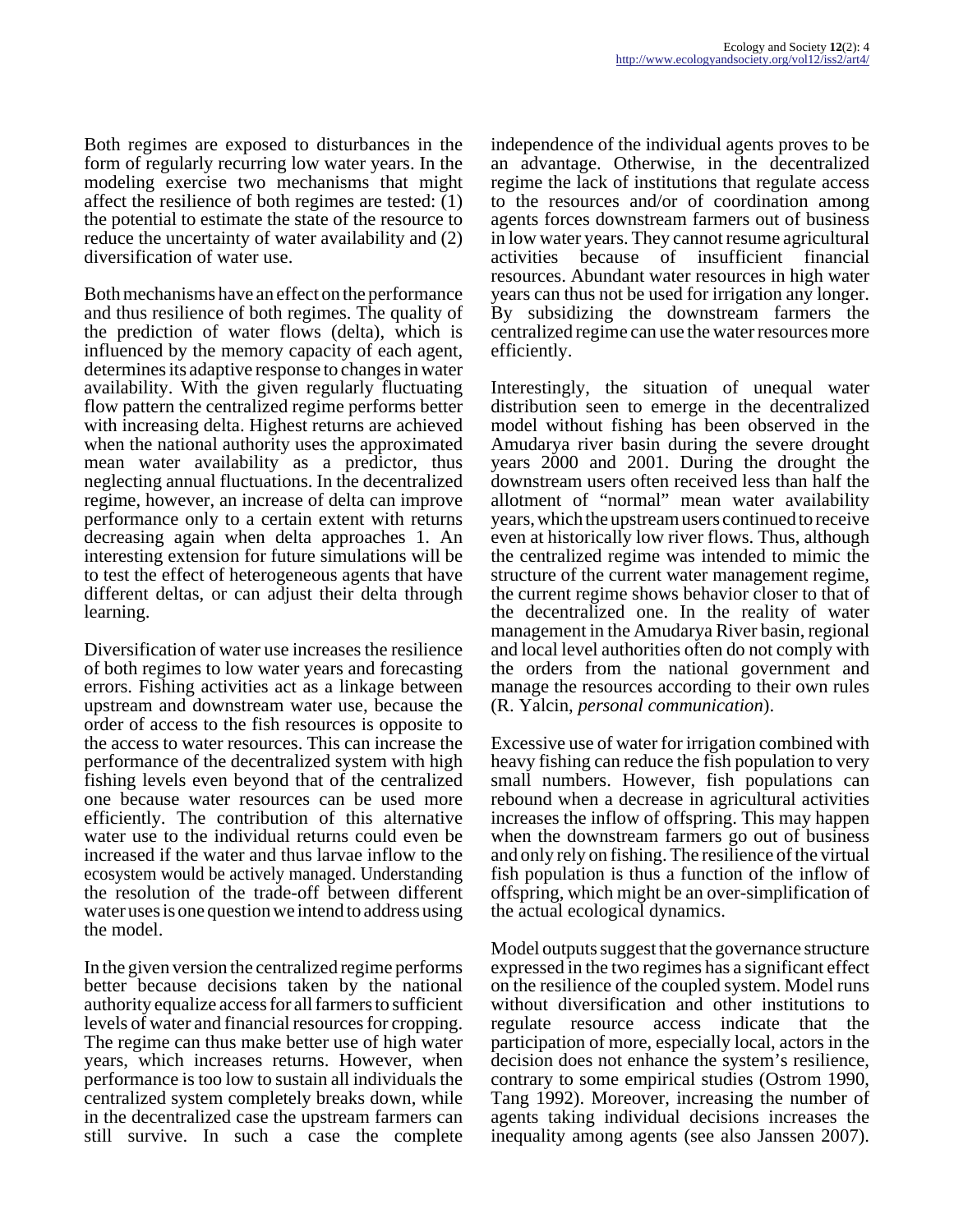Both regimes are exposed to disturbances in the form of regularly recurring low water years. In the modeling exercise two mechanisms that might affect the resilience of both regimes are tested: (1) the potential to estimate the state of the resource to reduce the uncertainty of water availability and (2) diversification of water use.

Both mechanisms have an effect on the performance and thus resilience of both regimes. The quality of the prediction of water flows (delta), which is influenced by the memory capacity of each agent, determines its adaptive response to changes in water availability. With the given regularly fluctuating flow pattern the centralized regime performs better with increasing delta. Highest returns are achieved when the national authority uses the approximated mean water availability as a predictor, thus neglecting annual fluctuations. In the decentralized regime, however, an increase of delta can improve performance only to a certain extent with returns decreasing again when delta approaches 1. An interesting extension for future simulations will be to test the effect of heterogeneous agents that have different deltas, or can adjust their delta through learning.

Diversification of water use increases the resilience of both regimes to low water years and forecasting errors. Fishing activities act as a linkage between upstream and downstream water use, because the order of access to the fish resources is opposite to the access to water resources. This can increase the performance of the decentralized system with high fishing levels even beyond that of the centralized one because water resources can be used more efficiently. The contribution of this alternative water use to the individual returns could even be increased if the water and thus larvae inflow to the ecosystem would be actively managed. Understanding the resolution of the trade-off between different water uses is one question we intend to address using the model.

In the given version the centralized regime performs better because decisions taken by the national authority equalize access for all farmers to sufficient levels of water and financial resources for cropping. The regime can thus make better use of high water years, which increases returns. However, when performance is too low to sustain all individuals the centralized system completely breaks down, while in the decentralized case the upstream farmers can still survive. In such a case the complete independence of the individual agents proves to be an advantage. Otherwise, in the decentralized regime the lack of institutions that regulate access to the resources and/or of coordination among agents forces downstream farmers out of business in low water years. They cannot resume agricultural activities because of insufficient financial resources. Abundant water resources in high water years can thus not be used for irrigation any longer. By subsidizing the downstream farmers the centralized regime can use the water resources more efficiently.

Interestingly, the situation of unequal water distribution seen to emerge in the decentralized model without fishing has been observed in the Amudarya river basin during the severe drought years 2000 and 2001. During the drought the downstream users often received less than half the allotment of "normal" mean water availability years, which the upstream users continued to receive even at historically low river flows. Thus, although the centralized regime was intended to mimic the structure of the current water management regime, the current regime shows behavior closer to that of the decentralized one. In the reality of water management in the Amudarya River basin, regional and local level authorities often do not comply with the orders from the national government and manage the resources according to their own rules (R. Yalcin, *personal communication*).

Excessive use of water for irrigation combined with heavy fishing can reduce the fish population to very small numbers. However, fish populations can rebound when a decrease in agricultural activities increases the inflow of offspring. This may happen when the downstream farmers go out of business and only rely on fishing. The resilience of the virtual fish population is thus a function of the inflow of offspring, which might be an over-simplification of the actual ecological dynamics.

Model outputs suggest that the governance structure expressed in the two regimes has a significant effect on the resilience of the coupled system. Model runs without diversification and other institutions to regulate resource access indicate that the participation of more, especially local, actors in the decision does not enhance the system's resilience, contrary to some empirical studies (Ostrom 1990, Tang 1992). Moreover, increasing the number of agents taking individual decisions increases the inequality among agents (see also Janssen 2007).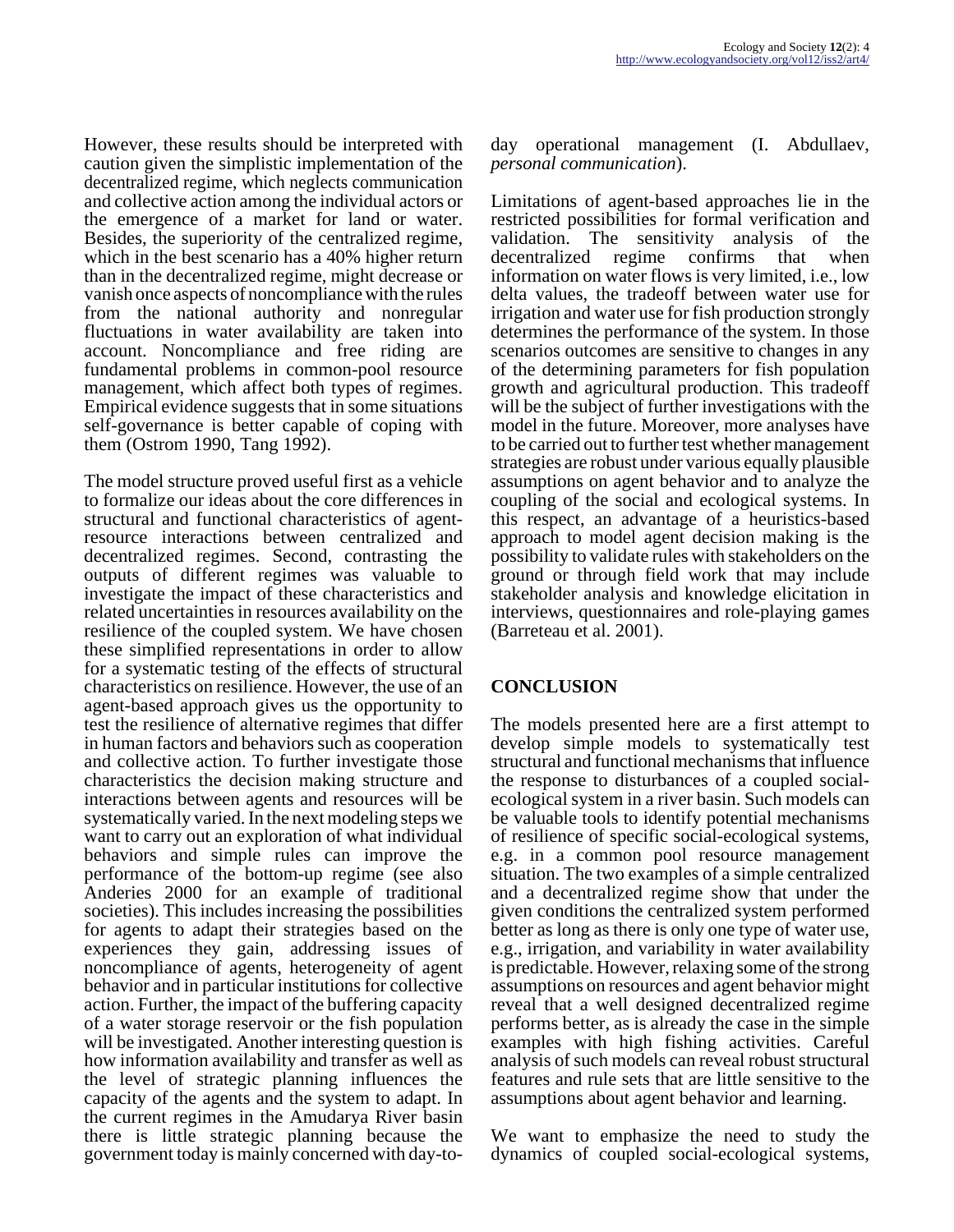However, these results should be interpreted with caution given the simplistic implementation of the decentralized regime, which neglects communication and collective action among the individual actors or the emergence of a market for land or water. Besides, the superiority of the centralized regime, which in the best scenario has a 40% higher return than in the decentralized regime, might decrease or vanish once aspects of noncompliance with the rules from the national authority and nonregular fluctuations in water availability are taken into account. Noncompliance and free riding are fundamental problems in common-pool resource management, which affect both types of regimes. Empirical evidence suggests that in some situations self-governance is better capable of coping with them (Ostrom 1990, Tang 1992).

The model structure proved useful first as a vehicle to formalize our ideas about the core differences in structural and functional characteristics of agent-resource interactions between centralized and decentralized regimes. Second, contrasting the outputs of different regimes was valuable to investigate the impact of these characteristics and related uncertainties in resources availability on the resilience of the coupled system. We have chosen these simplified representations in order to allow for a systematic testing of the effects of structural characteristics on resilience. However, the use of an agent-based approach gives us the opportunity to test the resilience of alternative regimes that differ in human factors and behaviors such as cooperation and collective action. To further investigate those characteristics the decision making structure and interactions between agents and resources will be systematically varied. In the next modeling steps we want to carry out an exploration of what individual behaviors and simple rules can improve the performance of the bottom-up regime (see also Anderies 2000 for an example of traditional societies). This includes increasing the possibilities for agents to adapt their strategies based on the experiences they gain, addressing issues of noncompliance of agents, heterogeneity of agent behavior and in particular institutions for collective action. Further, the impact of the buffering capacity of a water storage reservoir or the fish population will be investigated. Another interesting question is how information availability and transfer as well as the level of strategic planning influences the capacity of the agents and the system to adapt. In the current regimes in the Amudarya River basin there is little strategic planning because the government today is mainly concerned with day-to-day operational management (I. Abdullaev, *personal communication*).

Limitations of agent-based approaches lie in the restricted possibilities for formal verification and validation. The sensitivity analysis of the decentralized regime confirms that when information on water flows is very limited, i.e., low delta values, the tradeoff between water use for irrigation and water use for fish production strongly determines the performance of the system. In those scenarios outcomes are sensitive to changes in any of the determining parameters for fish population growth and agricultural production. This tradeoff will be the subject of further investigations with the model in the future. Moreover, more analyses have to be carried out to further test whether management strategies are robust under various equally plausible assumptions on agent behavior and to analyze the coupling of the social and ecological systems. In this respect, an advantage of a heuristics-based approach to model agent decision making is the possibility to validate rules with stakeholders on the ground or through field work that may include stakeholder analysis and knowledge elicitation in interviews, questionnaires and role-playing games (Barreteau et al. 2001).

## CONCLUSION

The models presented here are a first attempt to develop simple models to systematically test structural and functional mechanisms that influence the response to disturbances of a coupled social-ecological system in a river basin. Such models can be valuable tools to identify potential mechanisms of resilience of specific social-ecological systems, e.g. in a common pool resource management situation. The two examples of a simple centralized and a decentralized regime show that under the given conditions the centralized system performed better as long as there is only one type of water use, e.g., irrigation, and variability in water availability is predictable. However, relaxing some of the strong assumptions on resources and agent behavior might reveal that a well designed decentralized regime performs better, as is already the case in the simple examples with high fishing activities. Careful analysis of such models can reveal robust structural features and rule sets that are little sensitive to the assumptions about agent behavior and learning.

We want to emphasize the need to study the dynamics of coupled social-ecological systems,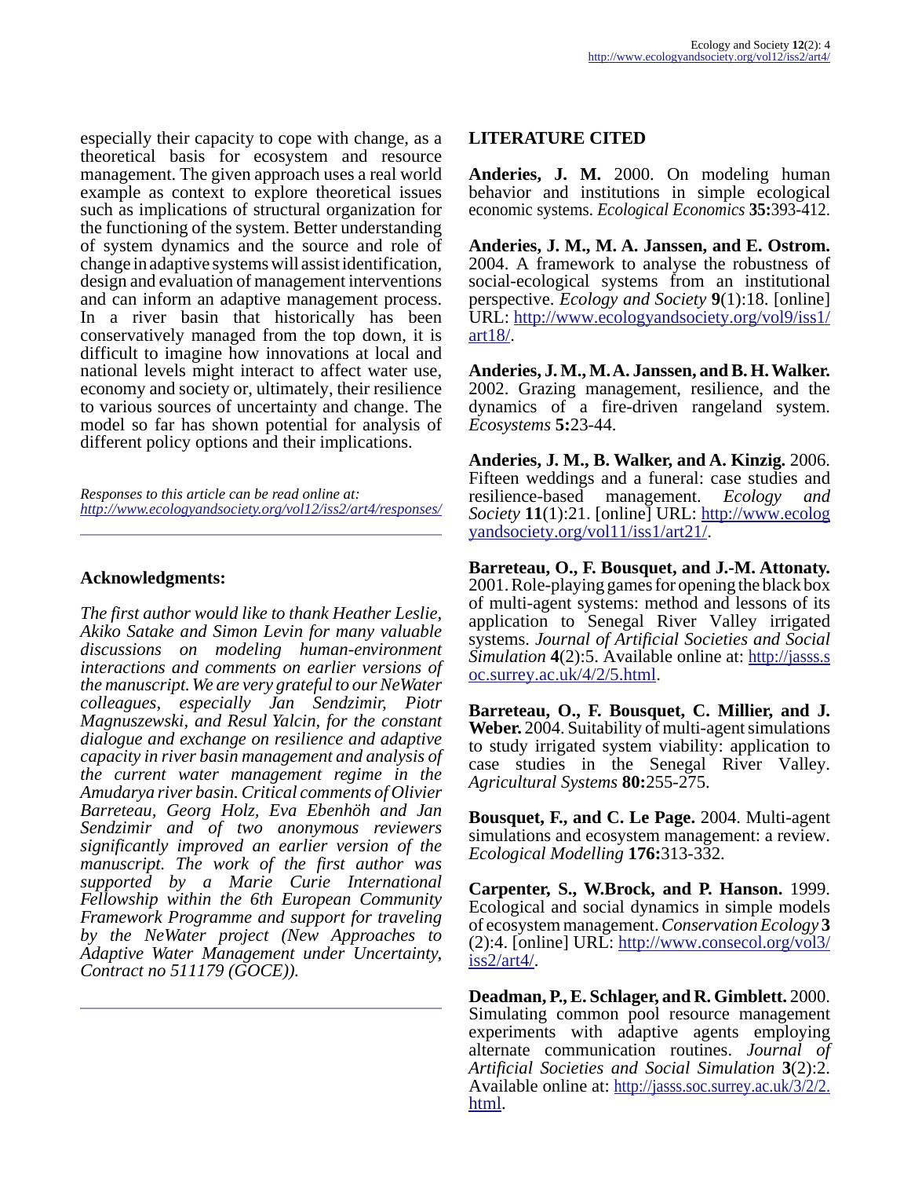especially their capacity to cope with change, as a theoretical basis for ecosystem and resource management. The given approach uses a real world example as context to explore theoretical issues such as implications of structural organization for the functioning of the system. Better understanding of system dynamics and the source and role of change in adaptive systems will assist identification, design and evaluation of management interventions and can inform an adaptive management process. In a river basin that historically has been conservatively managed from the top down, it is difficult to imagine how innovations at local and national levels might interact to affect water use, economy and society or, ultimately, their resilience to various sources of uncertainty and change. The model so far has shown potential for analysis of different policy options and their implications.

*Responses to this article can be read online at:*
*http://www.ecologyandsociety.org/vol12/iss2/art4/responses/*

## Acknowledgments:

*The first author would like to thank Heather Leslie, Akiko Satake and Simon Levin for many valuable discussions on modeling human-environment interactions and comments on earlier versions of the manuscript. We are very grateful to our NeWater colleagues, especially Jan Sendzimir, Piotr Magnuszewski, and Resul Yalcin, for the constant dialogue and exchange on resilience and adaptive capacity in river basin management and analysis of the current water management regime in the Amudarya river basin. Critical comments of Olivier Barreteau, Georg Holz, Eva Ebenhöh and Jan Sendzimir and of two anonymous reviewers significantly improved an earlier version of the manuscript. The work of the first author was supported by a Marie Curie International Fellowship within the 6th European Community Framework Programme and support for traveling by the NeWater project (New Approaches to Adaptive Water Management under Uncertainty, Contract no 511179 (GOCE)).*

## LITERATURE CITED

**Anderies, J. M.** 2000. On modeling human behavior and institutions in simple ecological economic systems. *Ecological Economics* **35:**393-412.

**Anderies, J. M., M. A. Janssen, and E. Ostrom.** 2004. A framework to analyse the robustness of social-ecological systems from an institutional perspective. *Ecology and Society* **9**(1):18. [online] URL: http://www.ecologyandsociety.org/vol9/iss1/art18/.

**Anderies, J. M., M. A. Janssen, and B. H. Walker.** 2002. Grazing management, resilience, and the dynamics of a fire-driven rangeland system. *Ecosystems* **5:**23-44.

**Anderies, J. M., B. Walker, and A. Kinzig.** 2006. Fifteen weddings and a funeral: case studies and resilience-based management. *Ecology and Society* **11**(1):21. [online] URL: http://www.ecologyandsociety.org/vol11/iss1/art21/.

**Barreteau, O., F. Bousquet, and J.-M. Attonaty.** 2001. Role-playing games for opening the black box of multi-agent systems: method and lessons of its application to Senegal River Valley irrigated systems. *Journal of Artificial Societies and Social Simulation* **4**(2):5. Available online at: http://jasss.soc.surrey.ac.uk/4/2/5.html.

**Barreteau, O., F. Bousquet, C. Millier, and J. Weber.** 2004. Suitability of multi-agent simulations to study irrigated system viability: application to case studies in the Senegal River Valley. *Agricultural Systems* **80:**255-275.

**Bousquet, F., and C. Le Page.** 2004. Multi-agent simulations and ecosystem management: a review. *Ecological Modelling* **176:**313-332.

**Carpenter, S., W.Brock, and P. Hanson.** 1999. Ecological and social dynamics in simple models of ecosystem management. *Conservation Ecology* **3**(2):4. [online] URL: http://www.consecol.org/vol3/iss2/art4/.

**Deadman, P., E. Schlager, and R. Gimblett.** 2000. Simulating common pool resource management experiments with adaptive agents employing alternate communication routines. *Journal of Artificial Societies and Social Simulation* **3**(2):2. Available online at: http://jasss.soc.surrey.ac.uk/3/2/2.html.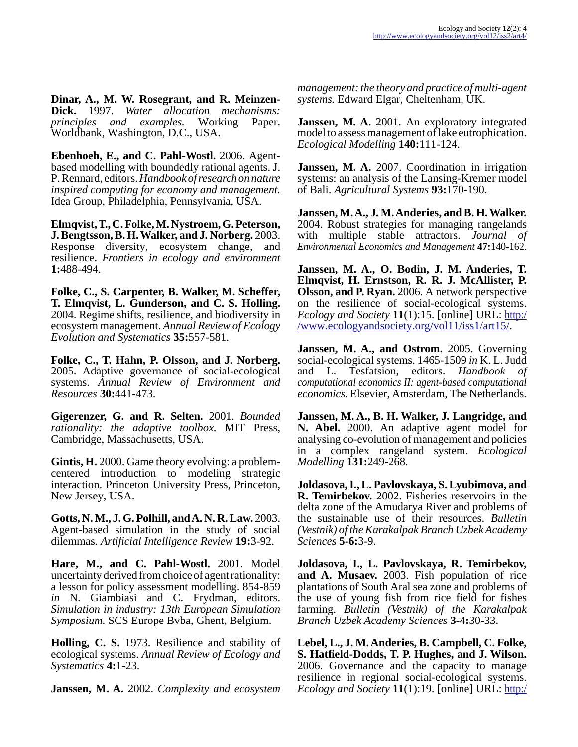**Dinar, A., M. W. Rosegrant, and R. Meinzen-Dick.** 1997. *Water allocation mechanisms: principles and examples.* Working Paper. Worldbank, Washington, D.C., USA.

**Ebenhoeh, E., and C. Pahl-Wostl.** 2006. Agent-based modelling with boundedly rational agents. J. P. Rennard, editors. *Handbook of research on nature inspired computing for economy and management.* Idea Group, Philadelphia, Pennsylvania, USA.

**Elmqvist, T., C. Folke, M. Nystroem, G. Peterson, J. Bengtsson, B. H. Walker, and J. Norberg.** 2003. Response diversity, ecosystem change, and resilience. *Frontiers in ecology and environment* **1:**488-494.

**Folke, C., S. Carpenter, B. Walker, M. Scheffer, T. Elmqvist, L. Gunderson, and C. S. Holling.** 2004. Regime shifts, resilience, and biodiversity in ecosystem management. *Annual Review of Ecology Evolution and Systematics* **35:**557-581.

**Folke, C., T. Hahn, P. Olsson, and J. Norberg.** 2005. Adaptive governance of social-ecological systems. *Annual Review of Environment and Resources* **30:**441-473.

**Gigerenzer, G. and R. Selten.** 2001. *Bounded rationality: the adaptive toolbox.* MIT Press, Cambridge, Massachusetts, USA.

**Gintis, H.** 2000. Game theory evolving: a problem-centered introduction to modeling strategic interaction. Princeton University Press, Princeton, New Jersey, USA.

**Gotts, N. M., J. G. Polhill, and A. N. R. Law.** 2003. Agent-based simulation in the study of social dilemmas. *Artificial Intelligence Review* **19:**3-92.

**Hare, M., and C. Pahl-Wostl.** 2001. Model uncertainty derived from choice of agent rationality: a lesson for policy assessment modelling. 854-859 *in* N. Giambiasi and C. Frydman, editors. *Simulation in industry: 13th European Simulation Symposium.* SCS Europe Bvba, Ghent, Belgium.

**Holling, C. S.** 1973. Resilience and stability of ecological systems. *Annual Review of Ecology and Systematics* **4:**1-23.

**Janssen, M. A.** 2002. *Complexity and ecosystem management: the theory and practice of multi-agent systems.* Edward Elgar, Cheltenham, UK.

**Janssen, M. A.** 2001. An exploratory integrated model to assess management of lake eutrophication. *Ecological Modelling* **140:**111-124.

**Janssen, M. A.** 2007. Coordination in irrigation systems: an analysis of the Lansing-Kremer model of Bali. *Agricultural Systems* **93:**170-190.

**Janssen, M. A., J. M. Anderies, and B. H. Walker.** 2004. Robust strategies for managing rangelands with multiple stable attractors. *Journal of Environmental Economics and Management* **47:**140-162.

**Janssen, M. A., O. Bodin, J. M. Anderies, T. Elmqvist, H. Ernstson, R. R. J. McAllister, P. Olsson, and P. Ryan.** 2006. A network perspective on the resilience of social-ecological systems. *Ecology and Society* **11**(1):15. [online] URL: http://www.ecologyandsociety.org/vol11/iss1/art15/.

**Janssen, M. A., and Ostrom.** 2005. Governing social-ecological systems. 1465-1509 *in* K. L. Judd and L. Tesfatsion, editors. *Handbook of computational economics II: agent-based computational economics.* Elsevier, Amsterdam, The Netherlands.

**Janssen, M. A., B. H. Walker, J. Langridge, and N. Abel.** 2000. An adaptive agent model for analysing co-evolution of management and policies in a complex rangeland system. *Ecological Modelling* **131:**249-268.

**Joldasova, I., L. Pavlovskaya, S. Lyubimova, and R. Temirbekov.** 2002. Fisheries reservoirs in the delta zone of the Amudarya River and problems of the sustainable use of their resources. *Bulletin (Vestnik) of the Karakalpak Branch Uzbek Academy Sciences* **5-6:**3-9.

**Joldasova, I., L. Pavlovskaya, R. Temirbekov, and A. Musaev.** 2003. Fish population of rice plantations of South Aral sea zone and problems of the use of young fish from rice field for fishes farming. *Bulletin (Vestnik) of the Karakalpak Branch Uzbek Academy Sciences* **3-4:**30-33.

**Lebel, L., J. M. Anderies, B. Campbell, C. Folke, S. Hatfield-Dodds, T. P. Hughes, and J. Wilson.** 2006. Governance and the capacity to manage resilience in regional social-ecological systems. *Ecology and Society* **11**(1):19. [online] URL: http:/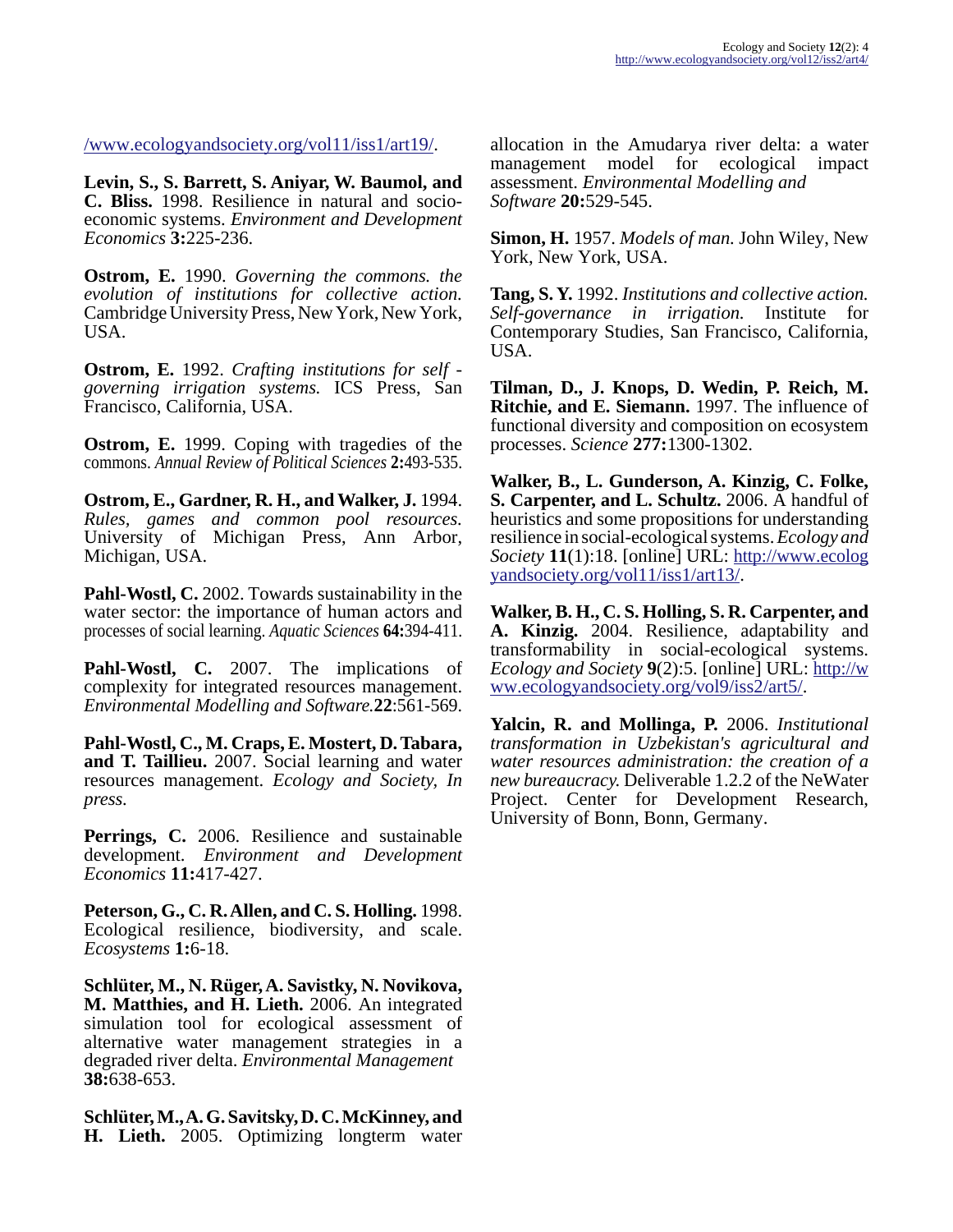/www.ecologyandsociety.org/vol11/iss1/art19/.

**Levin, S., S. Barrett, S. Aniyar, W. Baumol, and C. Bliss.** 1998. Resilience in natural and socio-economic systems. *Environment and Development Economics* **3:**225-236.

**Ostrom, E.** 1990. *Governing the commons. the evolution of institutions for collective action.* Cambridge University Press, New York, New York, USA.

**Ostrom, E.** 1992. *Crafting institutions for self - governing irrigation systems.* ICS Press, San Francisco, California, USA.

**Ostrom, E.** 1999. Coping with tragedies of the commons. *Annual Review of Political Sciences* **2:**493-535.

**Ostrom, E., Gardner, R. H., and Walker, J.** 1994. *Rules, games and common pool resources.* University of Michigan Press, Ann Arbor, Michigan, USA.

**Pahl-Wostl, C.** 2002. Towards sustainability in the water sector: the importance of human actors and processes of social learning. *Aquatic Sciences* **64:**394-411.

**Pahl-Wostl, C.** 2007. The implications of complexity for integrated resources management. *Environmental Modelling and Software.* **22**:561-569.

**Pahl-Wostl, C., M. Craps, E. Mostert, D. Tabara, and T. Taillieu.** 2007. Social learning and water resources management. *Ecology and Society, In press.*

**Perrings, C.** 2006. Resilience and sustainable development. *Environment and Development Economics* **11:**417-427.

**Peterson, G., C. R. Allen, and C. S. Holling.** 1998. Ecological resilience, biodiversity, and scale. *Ecosystems* **1:**6-18.

**Schlüter, M., N. Rüger, A. Savistky, N. Novikova, M. Matthies, and H. Lieth.** 2006. An integrated simulation tool for ecological assessment of alternative water management strategies in a degraded river delta. *Environmental Management* **38:**638-653.

**Schlüter, M., A. G. Savitsky, D. C. McKinney, and H. Lieth.** 2005. Optimizing longterm water allocation in the Amudarya river delta: a water management model for ecological impact assessment. *Environmental Modelling and Software* **20:**529-545.

**Simon, H.** 1957. *Models of man.* John Wiley, New York, New York, USA.

**Tang, S. Y.** 1992. *Institutions and collective action. Self-governance in irrigation.* Institute for Contemporary Studies, San Francisco, California, USA.

**Tilman, D., J. Knops, D. Wedin, P. Reich, M. Ritchie, and E. Siemann.** 1997. The influence of functional diversity and composition on ecosystem processes. *Science* **277:**1300-1302.

**Walker, B., L. Gunderson, A. Kinzig, C. Folke, S. Carpenter, and L. Schultz.** 2006. A handful of heuristics and some propositions for understanding resilience in social-ecological systems. *Ecology and Society* **11**(1):18. [online] URL: http://www.ecologyandsociety.org/vol11/iss1/art13/.

**Walker, B. H., C. S. Holling, S. R. Carpenter, and A. Kinzig.** 2004. Resilience, adaptability and transformability in social-ecological systems. *Ecology and Society* **9**(2):5. [online] URL: http://www.ecologyandsociety.org/vol9/iss2/art5/.

**Yalcin, R. and Mollinga, P.** 2006. *Institutional transformation in Uzbekistan's agricultural and water resources administration: the creation of a new bureaucracy.* Deliverable 1.2.2 of the NeWater Project. Center for Development Research, University of Bonn, Bonn, Germany.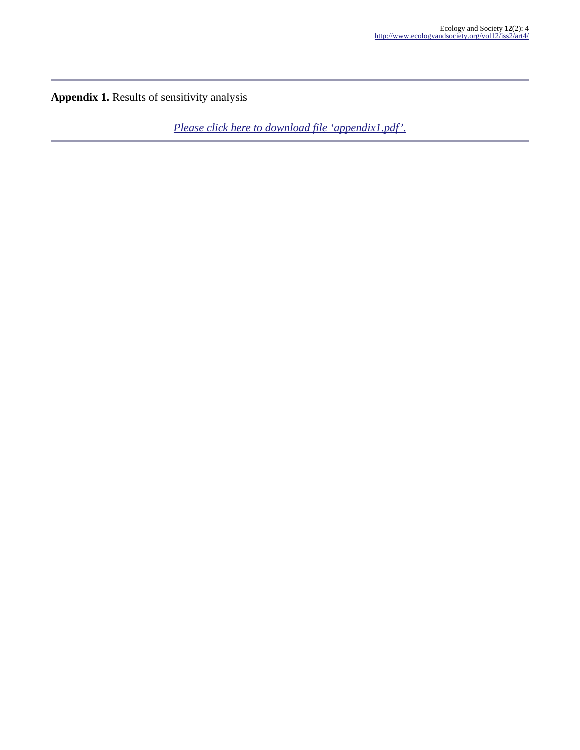**Appendix 1.** Results of sensitivity analysis

*Please click here to download file 'appendix1.pdf'.*